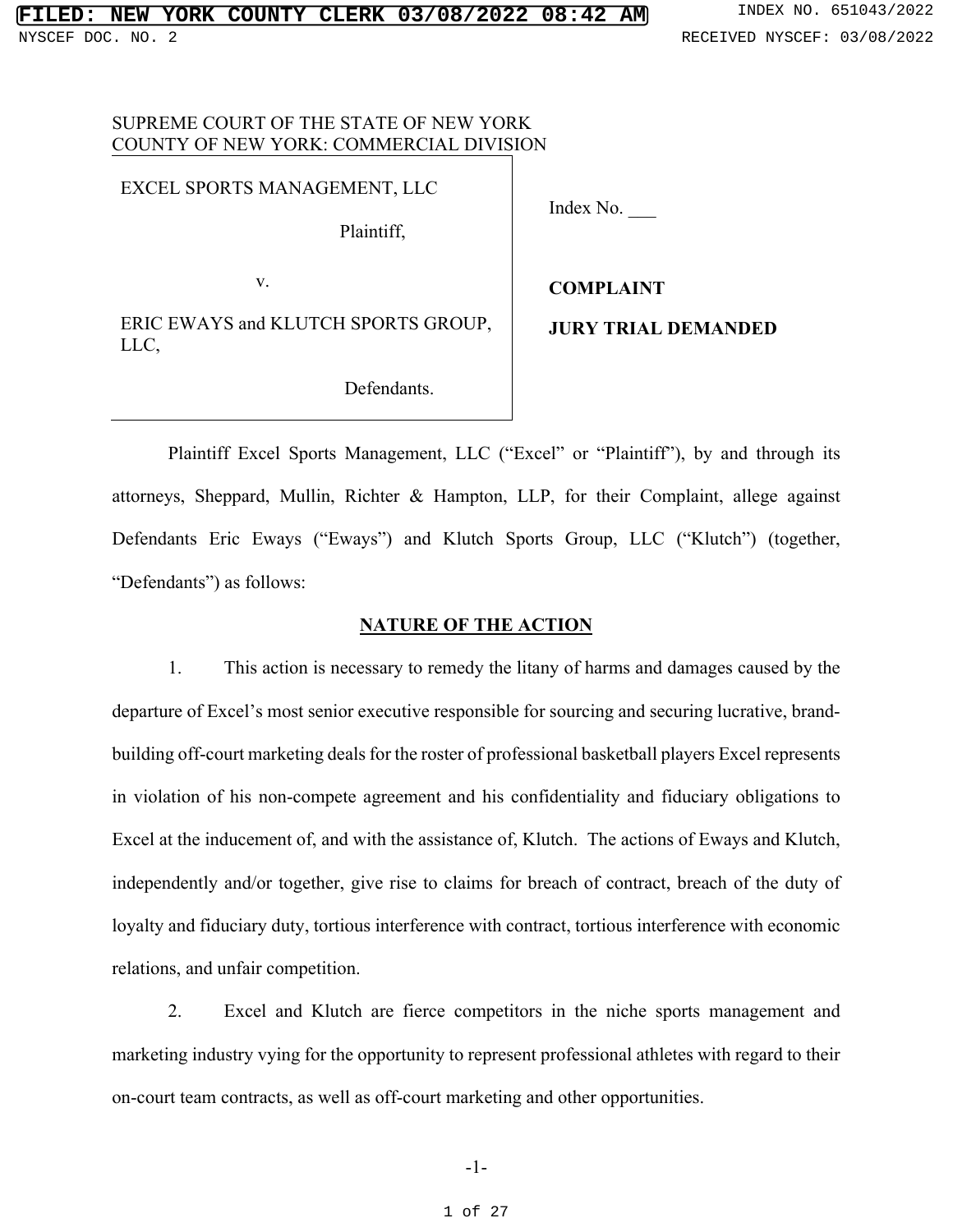SUPREME COURT OF THE STATE OF NEW YORK
COUNTY OF NEW YORK: COMMERCIAL DIVISION

| | |
|---|---|
| EXCEL SPORTS MANAGEMENT, LLC<br><br>Plaintiff,<br><br>v.<br><br>ERIC EWAYS and KLUTCH SPORTS GROUP, LLC,<br><br>Defendants. | Index No. ___<br><br>**COMPLAINT**<br><br>**JURY TRIAL DEMANDED** |

Plaintiff Excel Sports Management, LLC ("Excel" or "Plaintiff"), by and through its attorneys, Sheppard, Mullin, Richter & Hampton, LLP, for their Complaint, allege against Defendants Eric Eways ("Eways") and Klutch Sports Group, LLC ("Klutch") (together, "Defendants") as follows:

## NATURE OF THE ACTION

1. This action is necessary to remedy the litany of harms and damages caused by the departure of Excel's most senior executive responsible for sourcing and securing lucrative, brand-building off-court marketing deals for the roster of professional basketball players Excel represents in violation of his non-compete agreement and his confidentiality and fiduciary obligations to Excel at the inducement of, and with the assistance of, Klutch. The actions of Eways and Klutch, independently and/or together, give rise to claims for breach of contract, breach of the duty of loyalty and fiduciary duty, tortious interference with contract, tortious interference with economic relations, and unfair competition.

2. Excel and Klutch are fierce competitors in the niche sports management and marketing industry vying for the opportunity to represent professional athletes with regard to their on-court team contracts, as well as off-court marketing and other opportunities.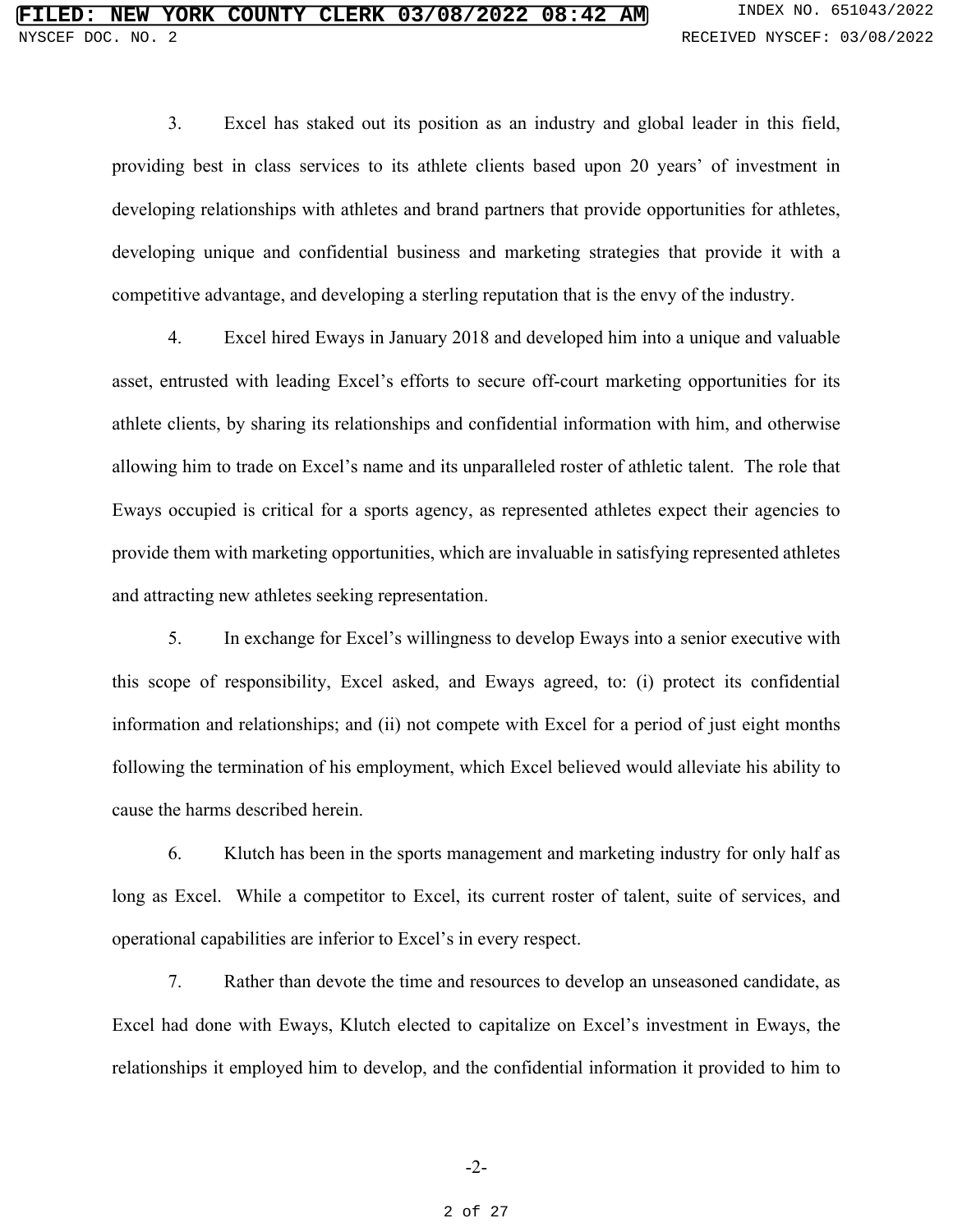3. Excel has staked out its position as an industry and global leader in this field, providing best in class services to its athlete clients based upon 20 years' of investment in developing relationships with athletes and brand partners that provide opportunities for athletes, developing unique and confidential business and marketing strategies that provide it with a competitive advantage, and developing a sterling reputation that is the envy of the industry.

4. Excel hired Eways in January 2018 and developed him into a unique and valuable asset, entrusted with leading Excel's efforts to secure off-court marketing opportunities for its athlete clients, by sharing its relationships and confidential information with him, and otherwise allowing him to trade on Excel's name and its unparalleled roster of athletic talent. The role that Eways occupied is critical for a sports agency, as represented athletes expect their agencies to provide them with marketing opportunities, which are invaluable in satisfying represented athletes and attracting new athletes seeking representation.

5. In exchange for Excel's willingness to develop Eways into a senior executive with this scope of responsibility, Excel asked, and Eways agreed, to: (i) protect its confidential information and relationships; and (ii) not compete with Excel for a period of just eight months following the termination of his employment, which Excel believed would alleviate his ability to cause the harms described herein.

6. Klutch has been in the sports management and marketing industry for only half as long as Excel. While a competitor to Excel, its current roster of talent, suite of services, and operational capabilities are inferior to Excel's in every respect.

7. Rather than devote the time and resources to develop an unseasoned candidate, as Excel had done with Eways, Klutch elected to capitalize on Excel's investment in Eways, the relationships it employed him to develop, and the confidential information it provided to him to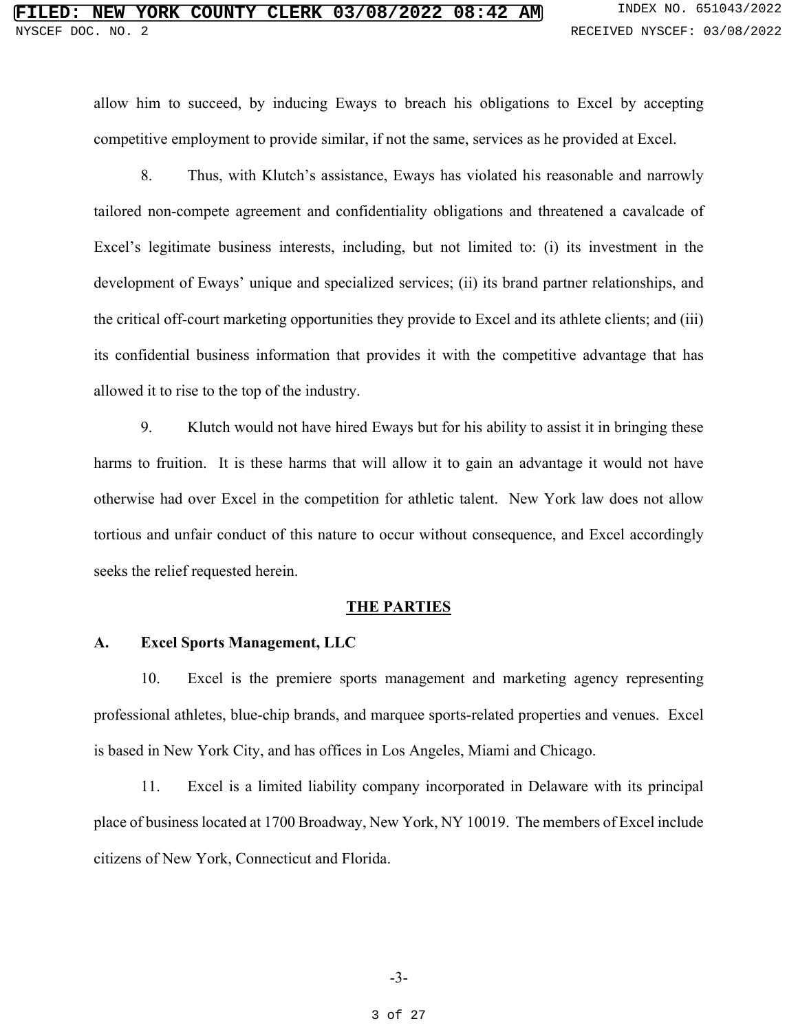allow him to succeed, by inducing Eways to breach his obligations to Excel by accepting competitive employment to provide similar, if not the same, services as he provided at Excel.

8. Thus, with Klutch's assistance, Eways has violated his reasonable and narrowly tailored non-compete agreement and confidentiality obligations and threatened a cavalcade of Excel's legitimate business interests, including, but not limited to: (i) its investment in the development of Eways' unique and specialized services; (ii) its brand partner relationships, and the critical off-court marketing opportunities they provide to Excel and its athlete clients; and (iii) its confidential business information that provides it with the competitive advantage that has allowed it to rise to the top of the industry.

9. Klutch would not have hired Eways but for his ability to assist it in bringing these harms to fruition. It is these harms that will allow it to gain an advantage it would not have otherwise had over Excel in the competition for athletic talent. New York law does not allow tortious and unfair conduct of this nature to occur without consequence, and Excel accordingly seeks the relief requested herein.

## THE PARTIES

### A. Excel Sports Management, LLC

10. Excel is the premiere sports management and marketing agency representing professional athletes, blue-chip brands, and marquee sports-related properties and venues. Excel is based in New York City, and has offices in Los Angeles, Miami and Chicago.

11. Excel is a limited liability company incorporated in Delaware with its principal place of business located at 1700 Broadway, New York, NY 10019. The members of Excel include citizens of New York, Connecticut and Florida.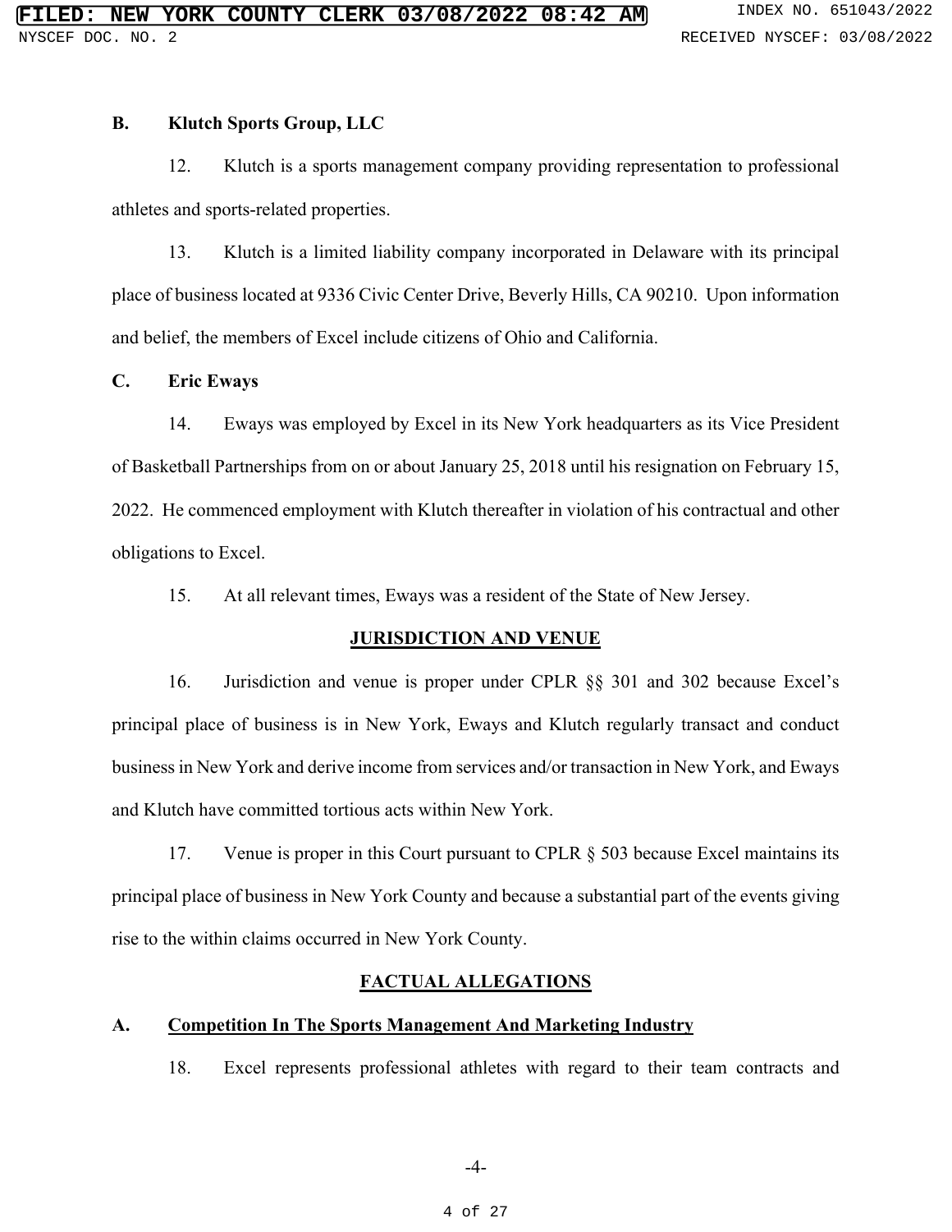### B. Klutch Sports Group, LLC

12. Klutch is a sports management company providing representation to professional athletes and sports-related properties.

13. Klutch is a limited liability company incorporated in Delaware with its principal place of business located at 9336 Civic Center Drive, Beverly Hills, CA 90210. Upon information and belief, the members of Excel include citizens of Ohio and California.

### C. Eric Eways

14. Eways was employed by Excel in its New York headquarters as its Vice President of Basketball Partnerships from on or about January 25, 2018 until his resignation on February 15, 2022. He commenced employment with Klutch thereafter in violation of his contractual and other obligations to Excel.

15. At all relevant times, Eways was a resident of the State of New Jersey.

## JURISDICTION AND VENUE

16. Jurisdiction and venue is proper under CPLR §§ 301 and 302 because Excel's principal place of business is in New York, Eways and Klutch regularly transact and conduct business in New York and derive income from services and/or transaction in New York, and Eways and Klutch have committed tortious acts within New York.

17. Venue is proper in this Court pursuant to CPLR § 503 because Excel maintains its principal place of business in New York County and because a substantial part of the events giving rise to the within claims occurred in New York County.

## FACTUAL ALLEGATIONS

### A. Competition In The Sports Management And Marketing Industry

18. Excel represents professional athletes with regard to their team contracts and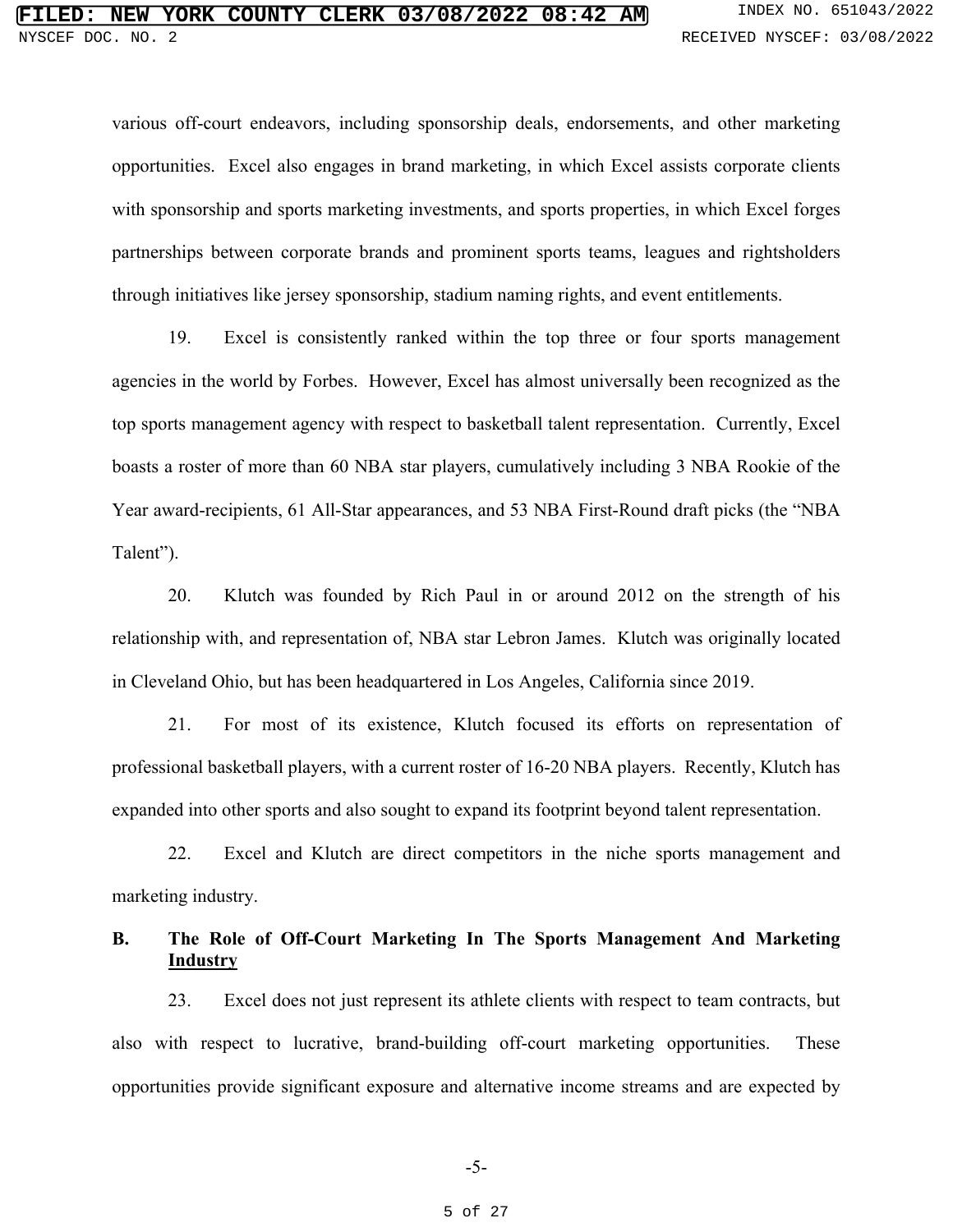various off-court endeavors, including sponsorship deals, endorsements, and other marketing opportunities. Excel also engages in brand marketing, in which Excel assists corporate clients with sponsorship and sports marketing investments, and sports properties, in which Excel forges partnerships between corporate brands and prominent sports teams, leagues and rightsholders through initiatives like jersey sponsorship, stadium naming rights, and event entitlements.

19. Excel is consistently ranked within the top three or four sports management agencies in the world by Forbes. However, Excel has almost universally been recognized as the top sports management agency with respect to basketball talent representation. Currently, Excel boasts a roster of more than 60 NBA star players, cumulatively including 3 NBA Rookie of the Year award-recipients, 61 All-Star appearances, and 53 NBA First-Round draft picks (the "NBA Talent").

20. Klutch was founded by Rich Paul in or around 2012 on the strength of his relationship with, and representation of, NBA star Lebron James. Klutch was originally located in Cleveland Ohio, but has been headquartered in Los Angeles, California since 2019.

21. For most of its existence, Klutch focused its efforts on representation of professional basketball players, with a current roster of 16-20 NBA players. Recently, Klutch has expanded into other sports and also sought to expand its footprint beyond talent representation.

22. Excel and Klutch are direct competitors in the niche sports management and marketing industry.

### B. The Role of Off-Court Marketing In The Sports Management And Marketing Industry

23. Excel does not just represent its athlete clients with respect to team contracts, but also with respect to lucrative, brand-building off-court marketing opportunities. These opportunities provide significant exposure and alternative income streams and are expected by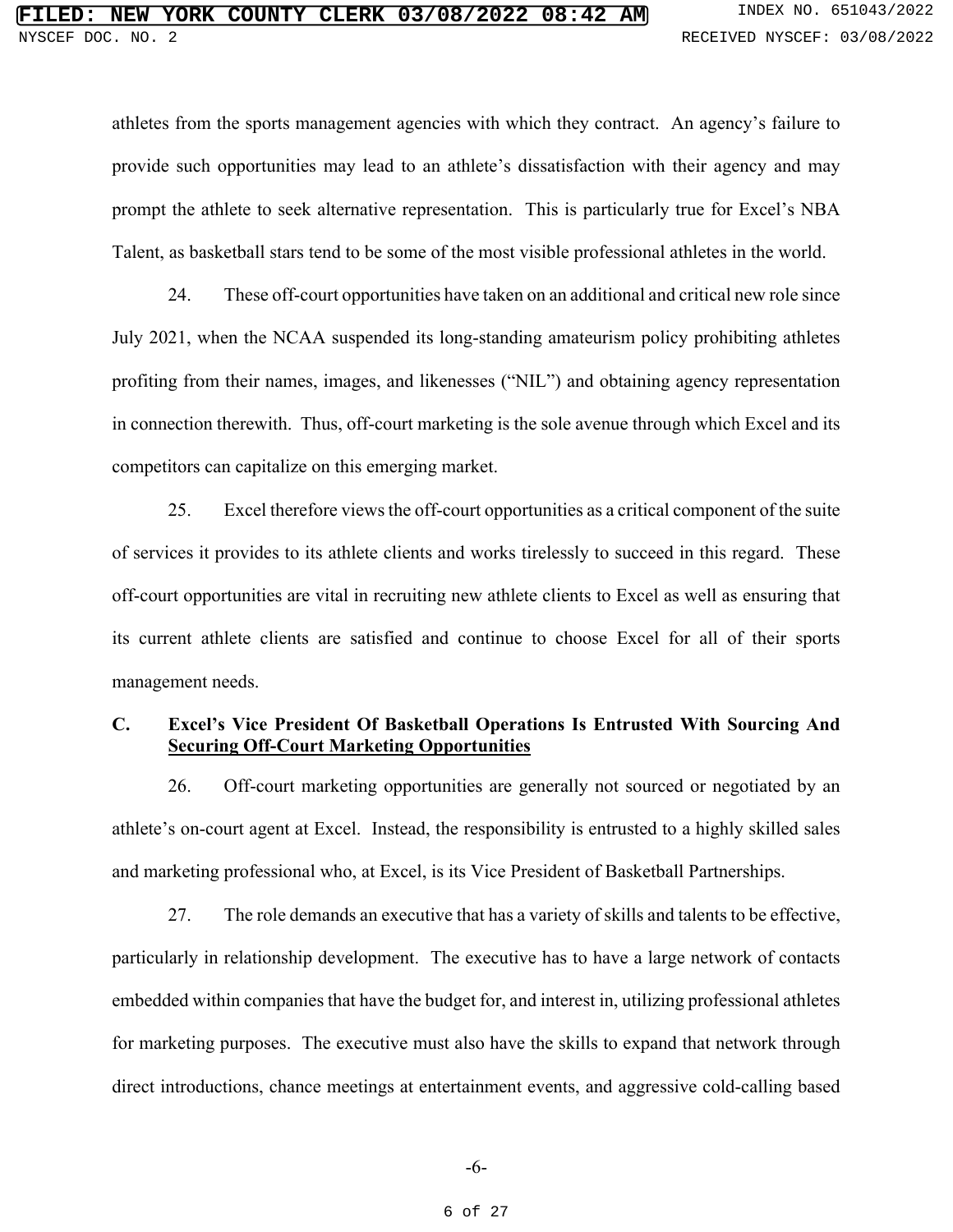athletes from the sports management agencies with which they contract. An agency's failure to provide such opportunities may lead to an athlete's dissatisfaction with their agency and may prompt the athlete to seek alternative representation. This is particularly true for Excel's NBA Talent, as basketball stars tend to be some of the most visible professional athletes in the world.

24. These off-court opportunities have taken on an additional and critical new role since July 2021, when the NCAA suspended its long-standing amateurism policy prohibiting athletes profiting from their names, images, and likenesses ("NIL") and obtaining agency representation in connection therewith. Thus, off-court marketing is the sole avenue through which Excel and its competitors can capitalize on this emerging market.

25. Excel therefore views the off-court opportunities as a critical component of the suite of services it provides to its athlete clients and works tirelessly to succeed in this regard. These off-court opportunities are vital in recruiting new athlete clients to Excel as well as ensuring that its current athlete clients are satisfied and continue to choose Excel for all of their sports management needs.

### C. Excel's Vice President Of Basketball Operations Is Entrusted With Sourcing And Securing Off-Court Marketing Opportunities

26. Off-court marketing opportunities are generally not sourced or negotiated by an athlete's on-court agent at Excel. Instead, the responsibility is entrusted to a highly skilled sales and marketing professional who, at Excel, is its Vice President of Basketball Partnerships.

27. The role demands an executive that has a variety of skills and talents to be effective, particularly in relationship development. The executive has to have a large network of contacts embedded within companies that have the budget for, and interest in, utilizing professional athletes for marketing purposes. The executive must also have the skills to expand that network through direct introductions, chance meetings at entertainment events, and aggressive cold-calling based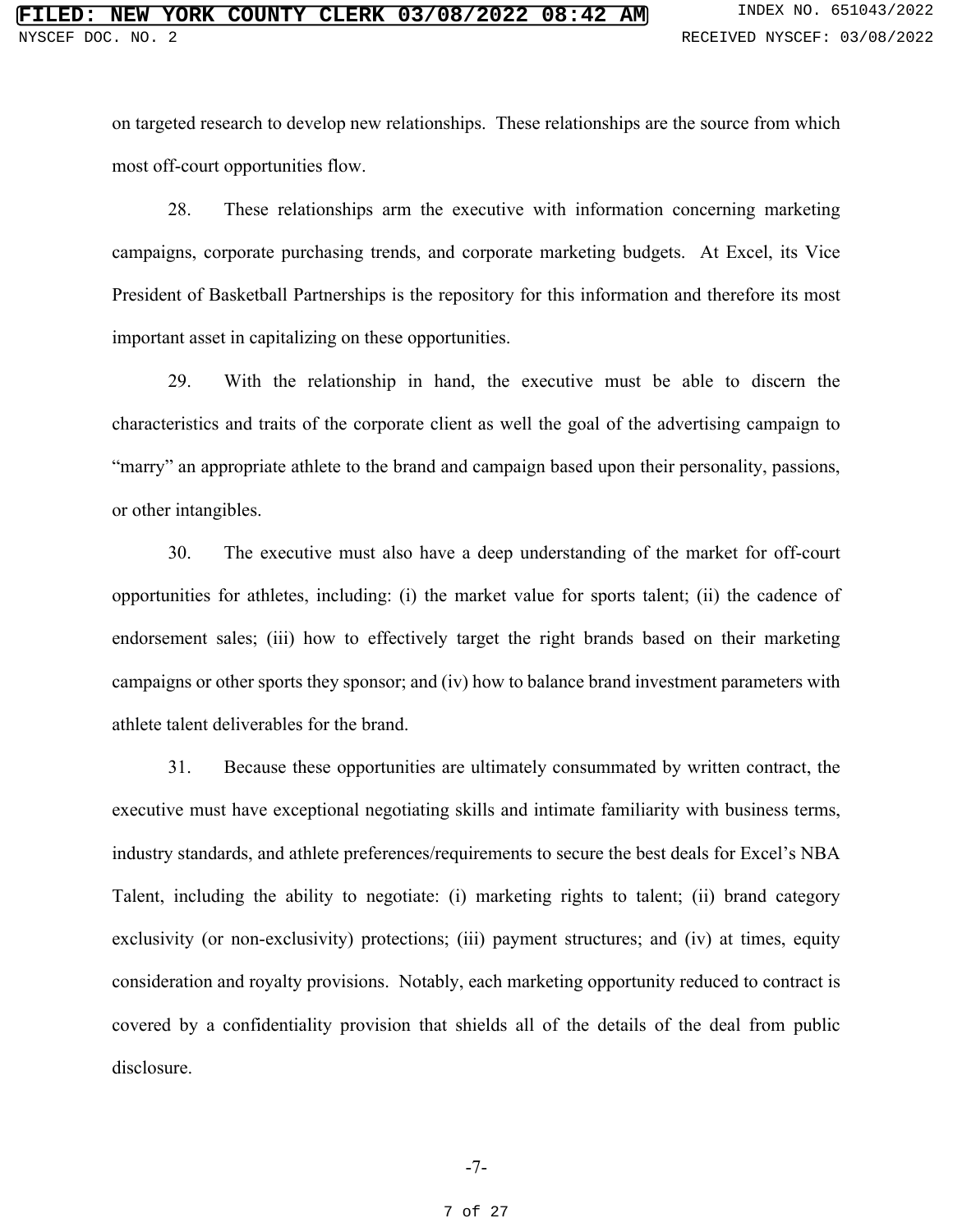on targeted research to develop new relationships. These relationships are the source from which most off-court opportunities flow.

28. These relationships arm the executive with information concerning marketing campaigns, corporate purchasing trends, and corporate marketing budgets. At Excel, its Vice President of Basketball Partnerships is the repository for this information and therefore its most important asset in capitalizing on these opportunities.

29. With the relationship in hand, the executive must be able to discern the characteristics and traits of the corporate client as well the goal of the advertising campaign to "marry" an appropriate athlete to the brand and campaign based upon their personality, passions, or other intangibles.

30. The executive must also have a deep understanding of the market for off-court opportunities for athletes, including: (i) the market value for sports talent; (ii) the cadence of endorsement sales; (iii) how to effectively target the right brands based on their marketing campaigns or other sports they sponsor; and (iv) how to balance brand investment parameters with athlete talent deliverables for the brand.

31. Because these opportunities are ultimately consummated by written contract, the executive must have exceptional negotiating skills and intimate familiarity with business terms, industry standards, and athlete preferences/requirements to secure the best deals for Excel's NBA Talent, including the ability to negotiate: (i) marketing rights to talent; (ii) brand category exclusivity (or non-exclusivity) protections; (iii) payment structures; and (iv) at times, equity consideration and royalty provisions. Notably, each marketing opportunity reduced to contract is covered by a confidentiality provision that shields all of the details of the deal from public disclosure.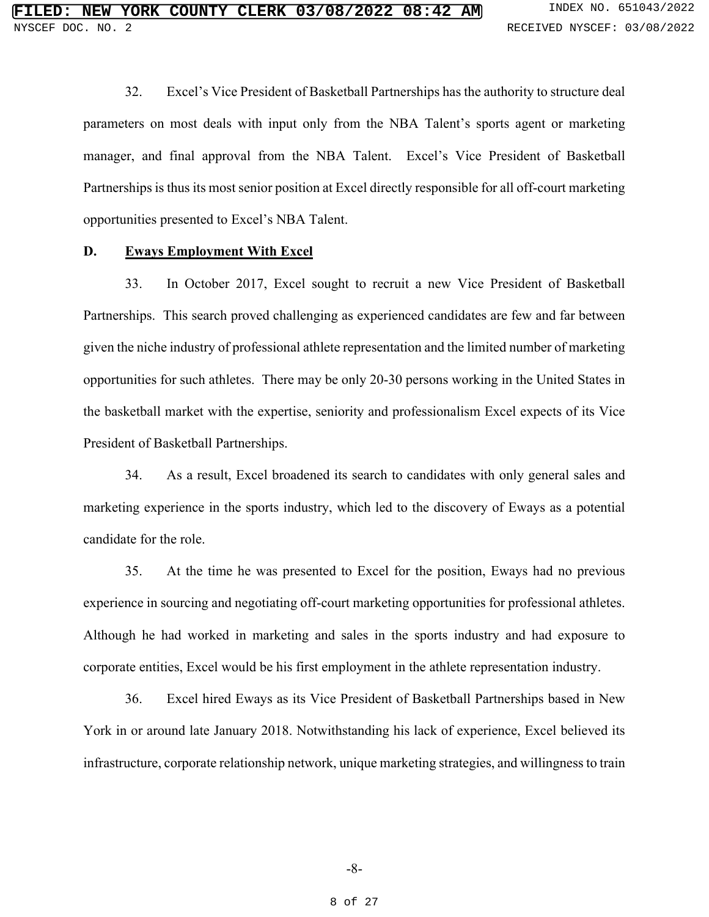32. Excel's Vice President of Basketball Partnerships has the authority to structure deal parameters on most deals with input only from the NBA Talent's sports agent or marketing manager, and final approval from the NBA Talent. Excel's Vice President of Basketball Partnerships is thus its most senior position at Excel directly responsible for all off-court marketing opportunities presented to Excel's NBA Talent.

**D. <u>Eways Employment With Excel</u>**

33. In October 2017, Excel sought to recruit a new Vice President of Basketball Partnerships. This search proved challenging as experienced candidates are few and far between given the niche industry of professional athlete representation and the limited number of marketing opportunities for such athletes. There may be only 20-30 persons working in the United States in the basketball market with the expertise, seniority and professionalism Excel expects of its Vice President of Basketball Partnerships.

34. As a result, Excel broadened its search to candidates with only general sales and marketing experience in the sports industry, which led to the discovery of Eways as a potential candidate for the role.

35. At the time he was presented to Excel for the position, Eways had no previous experience in sourcing and negotiating off-court marketing opportunities for professional athletes. Although he had worked in marketing and sales in the sports industry and had exposure to corporate entities, Excel would be his first employment in the athlete representation industry.

36. Excel hired Eways as its Vice President of Basketball Partnerships based in New York in or around late January 2018. Notwithstanding his lack of experience, Excel believed its infrastructure, corporate relationship network, unique marketing strategies, and willingness to train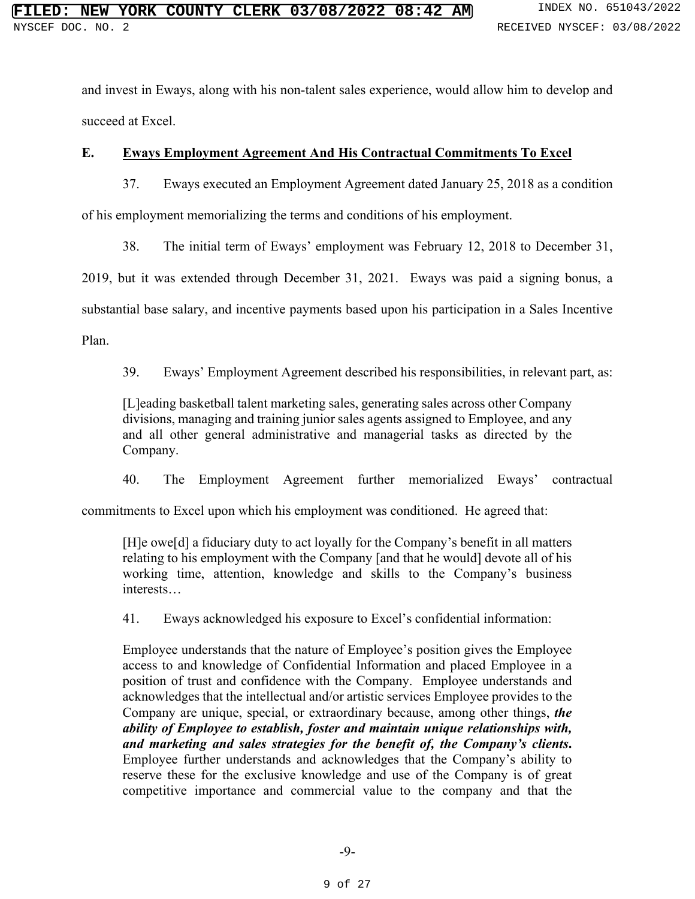and invest in Eways, along with his non-talent sales experience, would allow him to develop and succeed at Excel.

### E. Eways Employment Agreement And His Contractual Commitments To Excel

37. Eways executed an Employment Agreement dated January 25, 2018 as a condition of his employment memorializing the terms and conditions of his employment.

38. The initial term of Eways' employment was February 12, 2018 to December 31, 2019, but it was extended through December 31, 2021. Eways was paid a signing bonus, a substantial base salary, and incentive payments based upon his participation in a Sales Incentive Plan.

39. Eways' Employment Agreement described his responsibilities, in relevant part, as:

> [L]eading basketball talent marketing sales, generating sales across other Company divisions, managing and training junior sales agents assigned to Employee, and any and all other general administrative and managerial tasks as directed by the Company.

40. The Employment Agreement further memorialized Eways' contractual commitments to Excel upon which his employment was conditioned. He agreed that:

> [H]e owe[d] a fiduciary duty to act loyally for the Company's benefit in all matters relating to his employment with the Company [and that he would] devote all of his working time, attention, knowledge and skills to the Company's business interests…

41. Eways acknowledged his exposure to Excel's confidential information:

> Employee understands that the nature of Employee's position gives the Employee access to and knowledge of Confidential Information and placed Employee in a position of trust and confidence with the Company. Employee understands and acknowledges that the intellectual and/or artistic services Employee provides to the Company are unique, special, or extraordinary because, among other things, ***the ability of Employee to establish, foster and maintain unique relationships with, and marketing and sales strategies for the benefit of, the Company's clients***. Employee further understands and acknowledges that the Company's ability to reserve these for the exclusive knowledge and use of the Company is of great competitive importance and commercial value to the company and that the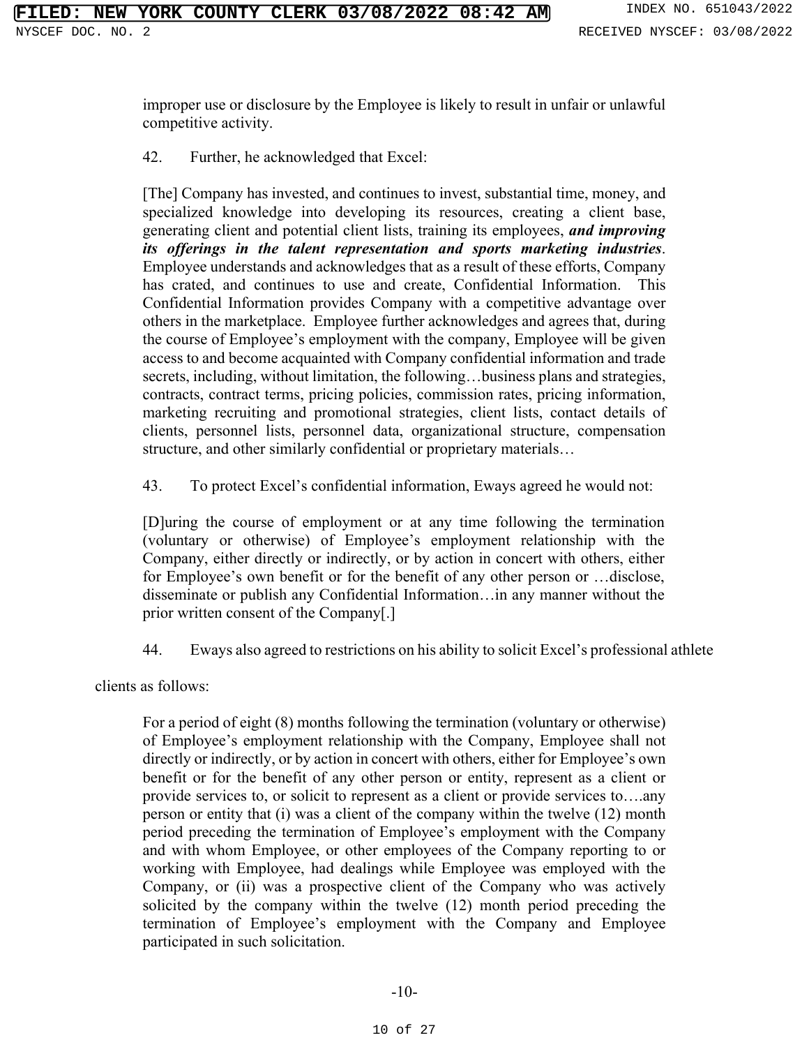improper use or disclosure by the Employee is likely to result in unfair or unlawful competitive activity.

42. Further, he acknowledged that Excel:

> [The] Company has invested, and continues to invest, substantial time, money, and specialized knowledge into developing its resources, creating a client base, generating client and potential client lists, training its employees, ***and improving its offerings in the talent representation and sports marketing industries***. Employee understands and acknowledges that as a result of these efforts, Company has crated, and continues to use and create, Confidential Information. This Confidential Information provides Company with a competitive advantage over others in the marketplace. Employee further acknowledges and agrees that, during the course of Employee's employment with the company, Employee will be given access to and become acquainted with Company confidential information and trade secrets, including, without limitation, the following…business plans and strategies, contracts, contract terms, pricing policies, commission rates, pricing information, marketing recruiting and promotional strategies, client lists, contact details of clients, personnel lists, personnel data, organizational structure, compensation structure, and other similarly confidential or proprietary materials…

43. To protect Excel's confidential information, Eways agreed he would not:

> [D]uring the course of employment or at any time following the termination (voluntary or otherwise) of Employee's employment relationship with the Company, either directly or indirectly, or by action in concert with others, either for Employee's own benefit or for the benefit of any other person or …disclose, disseminate or publish any Confidential Information…in any manner without the prior written consent of the Company[.]

44. Eways also agreed to restrictions on his ability to solicit Excel's professional athlete clients as follows:

> For a period of eight (8) months following the termination (voluntary or otherwise) of Employee's employment relationship with the Company, Employee shall not directly or indirectly, or by action in concert with others, either for Employee's own benefit or for the benefit of any other person or entity, represent as a client or provide services to, or solicit to represent as a client or provide services to….any person or entity that (i) was a client of the company within the twelve (12) month period preceding the termination of Employee's employment with the Company and with whom Employee, or other employees of the Company reporting to or working with Employee, had dealings while Employee was employed with the Company, or (ii) was a prospective client of the Company who was actively solicited by the company within the twelve (12) month period preceding the termination of Employee's employment with the Company and Employee participated in such solicitation.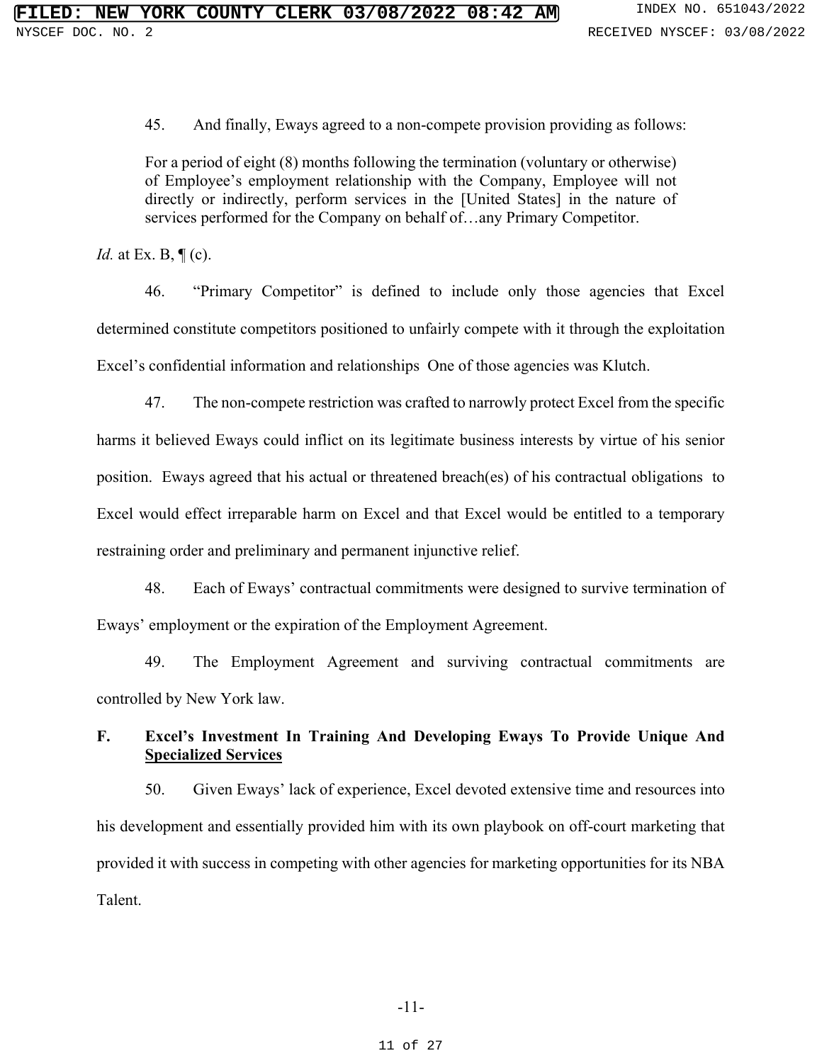45. And finally, Eways agreed to a non-compete provision providing as follows:

> For a period of eight (8) months following the termination (voluntary or otherwise) of Employee's employment relationship with the Company, Employee will not directly or indirectly, perform services in the [United States] in the nature of services performed for the Company on behalf of…any Primary Competitor.

*Id.* at Ex. B, ¶ (c).

46. "Primary Competitor" is defined to include only those agencies that Excel determined constitute competitors positioned to unfairly compete with it through the exploitation Excel's confidential information and relationships One of those agencies was Klutch.

47. The non-compete restriction was crafted to narrowly protect Excel from the specific harms it believed Eways could inflict on its legitimate business interests by virtue of his senior position. Eways agreed that his actual or threatened breach(es) of his contractual obligations to Excel would effect irreparable harm on Excel and that Excel would be entitled to a temporary restraining order and preliminary and permanent injunctive relief.

48. Each of Eways' contractual commitments were designed to survive termination of Eways' employment or the expiration of the Employment Agreement.

49. The Employment Agreement and surviving contractual commitments are controlled by New York law.

## F. Excel's Investment In Training And Developing Eways To Provide Unique And Specialized Services

50. Given Eways' lack of experience, Excel devoted extensive time and resources into his development and essentially provided him with its own playbook on off-court marketing that provided it with success in competing with other agencies for marketing opportunities for its NBA Talent.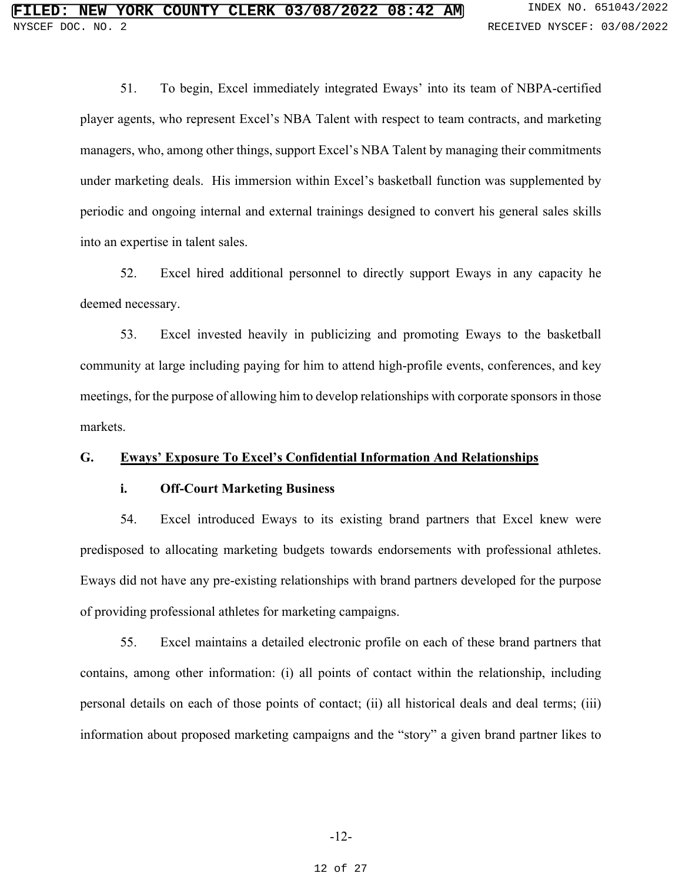51. To begin, Excel immediately integrated Eways' into its team of NBPA-certified player agents, who represent Excel's NBA Talent with respect to team contracts, and marketing managers, who, among other things, support Excel's NBA Talent by managing their commitments under marketing deals. His immersion within Excel's basketball function was supplemented by periodic and ongoing internal and external trainings designed to convert his general sales skills into an expertise in talent sales.

52. Excel hired additional personnel to directly support Eways in any capacity he deemed necessary.

53. Excel invested heavily in publicizing and promoting Eways to the basketball community at large including paying for him to attend high-profile events, conferences, and key meetings, for the purpose of allowing him to develop relationships with corporate sponsors in those markets.

## G. <u>Eways' Exposure To Excel's Confidential Information And Relationships</u>

### i. Off-Court Marketing Business

54. Excel introduced Eways to its existing brand partners that Excel knew were predisposed to allocating marketing budgets towards endorsements with professional athletes. Eways did not have any pre-existing relationships with brand partners developed for the purpose of providing professional athletes for marketing campaigns.

55. Excel maintains a detailed electronic profile on each of these brand partners that contains, among other information: (i) all points of contact within the relationship, including personal details on each of those points of contact; (ii) all historical deals and deal terms; (iii) information about proposed marketing campaigns and the "story" a given brand partner likes to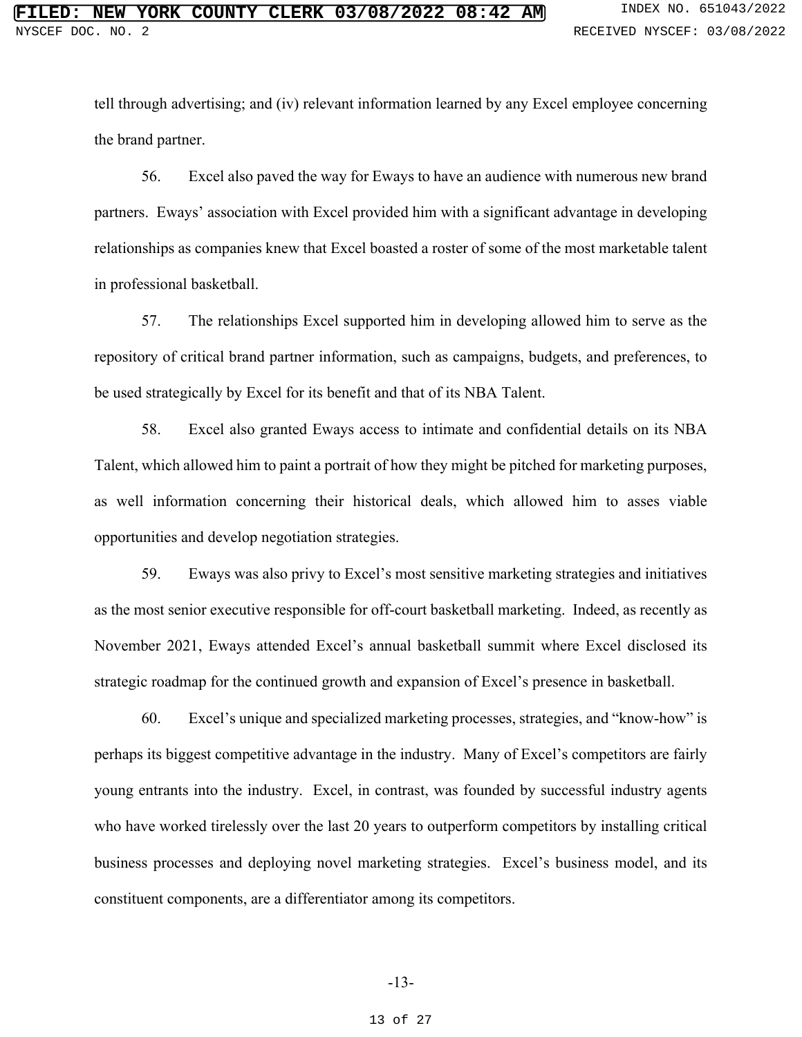tell through advertising; and (iv) relevant information learned by any Excel employee concerning the brand partner.

56. Excel also paved the way for Eways to have an audience with numerous new brand partners. Eways' association with Excel provided him with a significant advantage in developing relationships as companies knew that Excel boasted a roster of some of the most marketable talent in professional basketball.

57. The relationships Excel supported him in developing allowed him to serve as the repository of critical brand partner information, such as campaigns, budgets, and preferences, to be used strategically by Excel for its benefit and that of its NBA Talent.

58. Excel also granted Eways access to intimate and confidential details on its NBA Talent, which allowed him to paint a portrait of how they might be pitched for marketing purposes, as well information concerning their historical deals, which allowed him to asses viable opportunities and develop negotiation strategies.

59. Eways was also privy to Excel's most sensitive marketing strategies and initiatives as the most senior executive responsible for off-court basketball marketing. Indeed, as recently as November 2021, Eways attended Excel's annual basketball summit where Excel disclosed its strategic roadmap for the continued growth and expansion of Excel's presence in basketball.

60. Excel's unique and specialized marketing processes, strategies, and "know-how" is perhaps its biggest competitive advantage in the industry. Many of Excel's competitors are fairly young entrants into the industry. Excel, in contrast, was founded by successful industry agents who have worked tirelessly over the last 20 years to outperform competitors by installing critical business processes and deploying novel marketing strategies. Excel's business model, and its constituent components, are a differentiator among its competitors.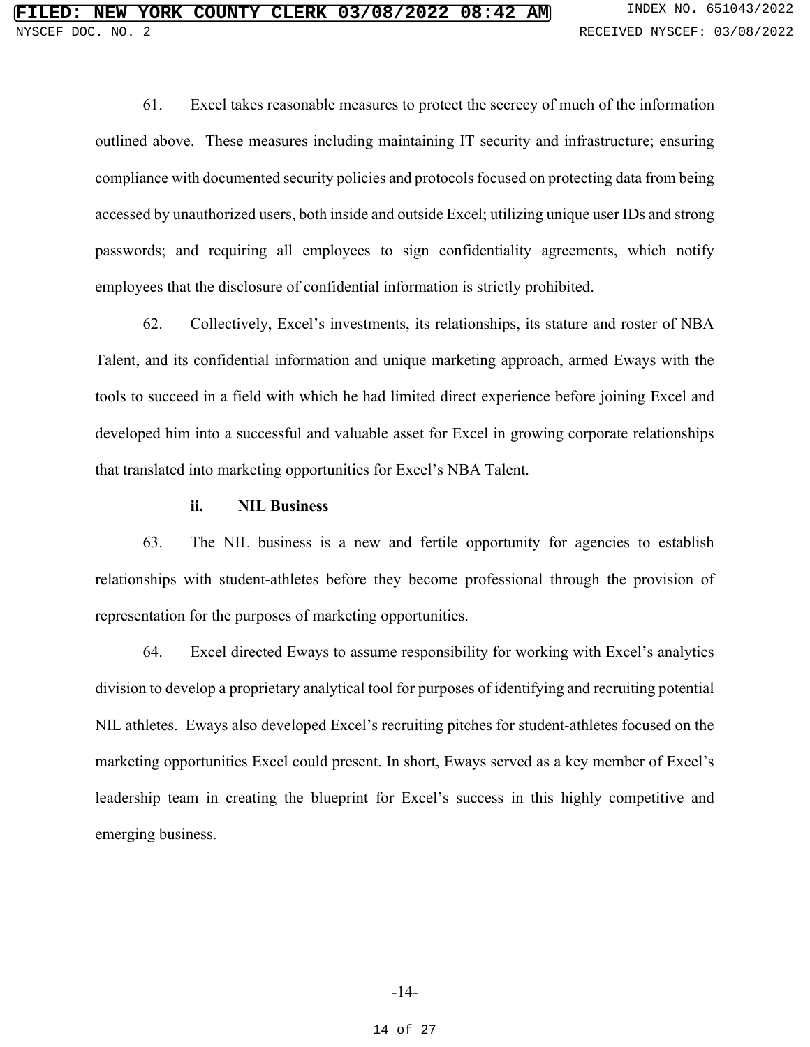61. Excel takes reasonable measures to protect the secrecy of much of the information outlined above. These measures including maintaining IT security and infrastructure; ensuring compliance with documented security policies and protocols focused on protecting data from being accessed by unauthorized users, both inside and outside Excel; utilizing unique user IDs and strong passwords; and requiring all employees to sign confidentiality agreements, which notify employees that the disclosure of confidential information is strictly prohibited.

62. Collectively, Excel's investments, its relationships, its stature and roster of NBA Talent, and its confidential information and unique marketing approach, armed Eways with the tools to succeed in a field with which he had limited direct experience before joining Excel and developed him into a successful and valuable asset for Excel in growing corporate relationships that translated into marketing opportunities for Excel's NBA Talent.

**ii. NIL Business**

63. The NIL business is a new and fertile opportunity for agencies to establish relationships with student-athletes before they become professional through the provision of representation for the purposes of marketing opportunities.

64. Excel directed Eways to assume responsibility for working with Excel's analytics division to develop a proprietary analytical tool for purposes of identifying and recruiting potential NIL athletes. Eways also developed Excel's recruiting pitches for student-athletes focused on the marketing opportunities Excel could present. In short, Eways served as a key member of Excel's leadership team in creating the blueprint for Excel's success in this highly competitive and emerging business.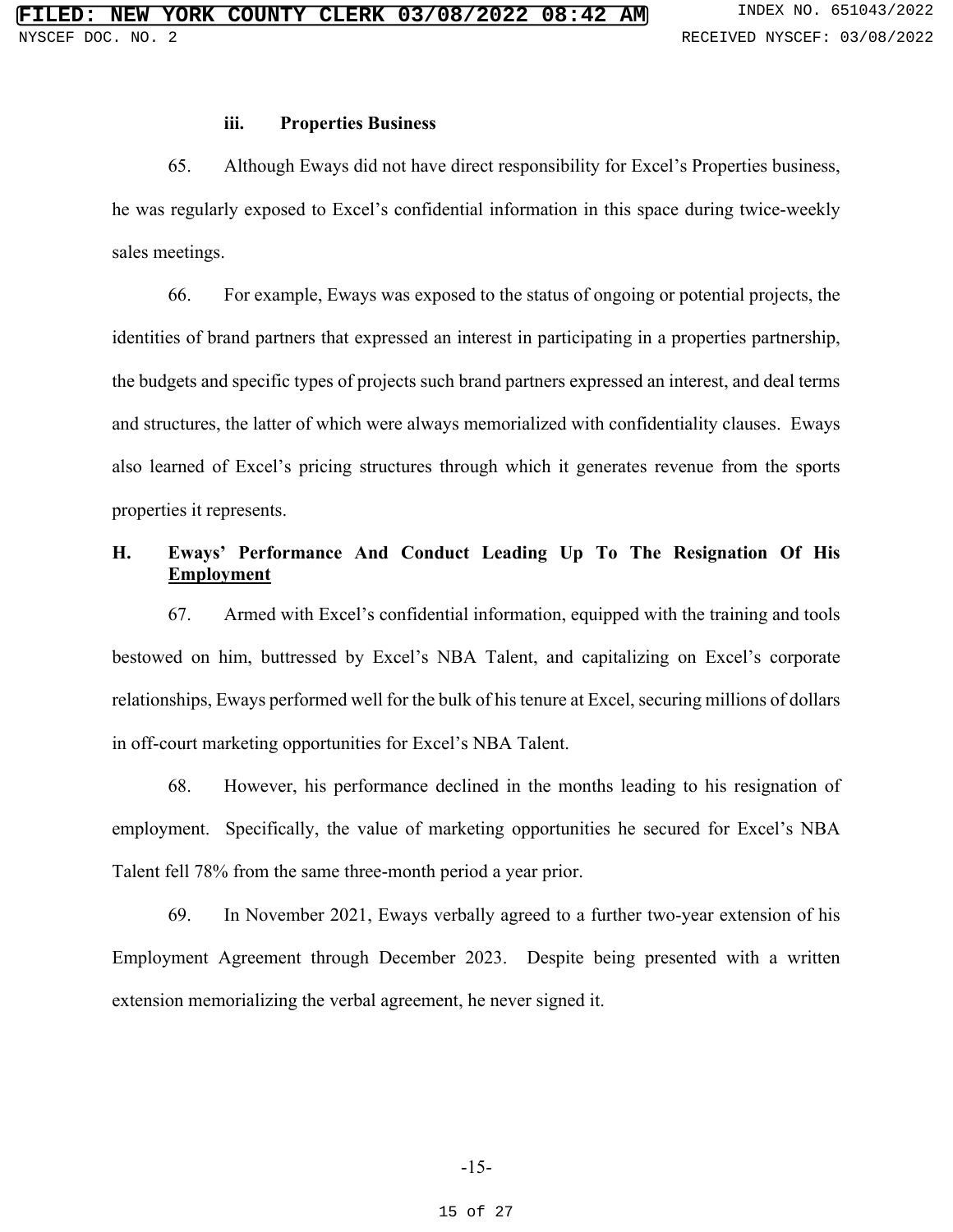### iii. Properties Business

65. Although Eways did not have direct responsibility for Excel's Properties business, he was regularly exposed to Excel's confidential information in this space during twice-weekly sales meetings.

66. For example, Eways was exposed to the status of ongoing or potential projects, the identities of brand partners that expressed an interest in participating in a properties partnership, the budgets and specific types of projects such brand partners expressed an interest, and deal terms and structures, the latter of which were always memorialized with confidentiality clauses. Eways also learned of Excel's pricing structures through which it generates revenue from the sports properties it represents.

## H. Eways' Performance And Conduct Leading Up To The Resignation Of His Employment

67. Armed with Excel's confidential information, equipped with the training and tools bestowed on him, buttressed by Excel's NBA Talent, and capitalizing on Excel's corporate relationships, Eways performed well for the bulk of his tenure at Excel, securing millions of dollars in off-court marketing opportunities for Excel's NBA Talent.

68. However, his performance declined in the months leading to his resignation of employment. Specifically, the value of marketing opportunities he secured for Excel's NBA Talent fell 78% from the same three-month period a year prior.

69. In November 2021, Eways verbally agreed to a further two-year extension of his Employment Agreement through December 2023. Despite being presented with a written extension memorializing the verbal agreement, he never signed it.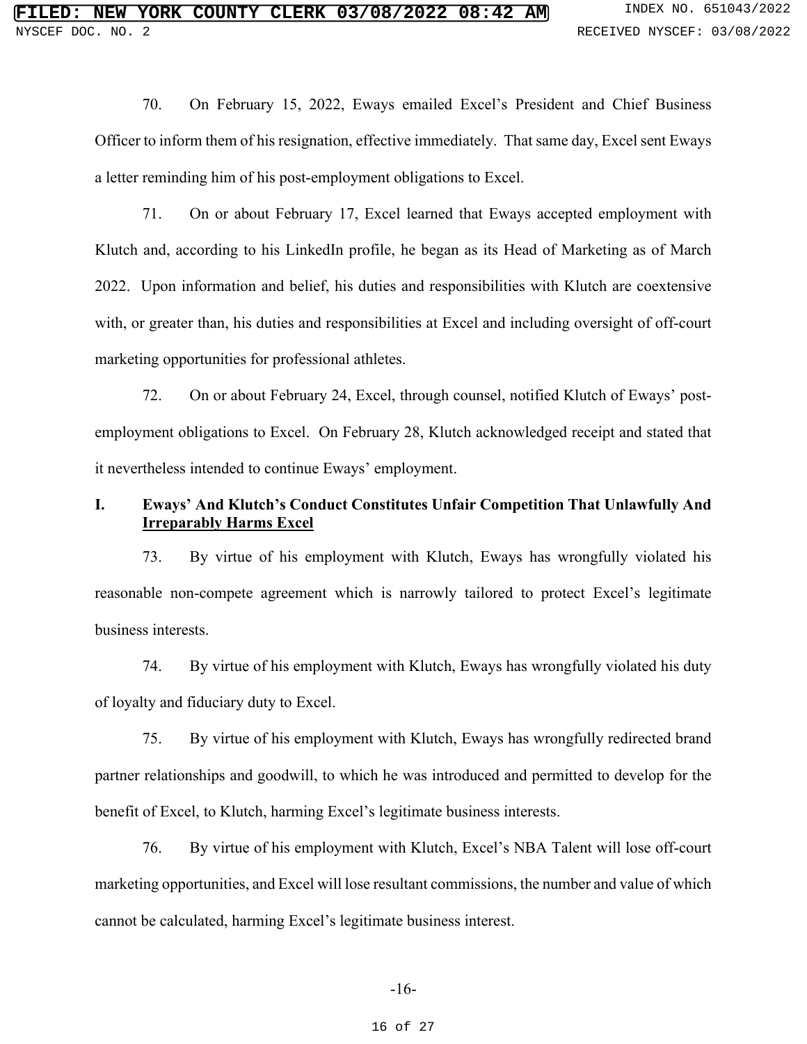70. On February 15, 2022, Eways emailed Excel's President and Chief Business Officer to inform them of his resignation, effective immediately. That same day, Excel sent Eways a letter reminding him of his post-employment obligations to Excel.

71. On or about February 17, Excel learned that Eways accepted employment with Klutch and, according to his LinkedIn profile, he began as its Head of Marketing as of March 2022. Upon information and belief, his duties and responsibilities with Klutch are coextensive with, or greater than, his duties and responsibilities at Excel and including oversight of off-court marketing opportunities for professional athletes.

72. On or about February 24, Excel, through counsel, notified Klutch of Eways' post-employment obligations to Excel. On February 28, Klutch acknowledged receipt and stated that it nevertheless intended to continue Eways' employment.

## I. Eways' And Klutch's Conduct Constitutes Unfair Competition That Unlawfully And Irreparably Harms Excel

73. By virtue of his employment with Klutch, Eways has wrongfully violated his reasonable non-compete agreement which is narrowly tailored to protect Excel's legitimate business interests.

74. By virtue of his employment with Klutch, Eways has wrongfully violated his duty of loyalty and fiduciary duty to Excel.

75. By virtue of his employment with Klutch, Eways has wrongfully redirected brand partner relationships and goodwill, to which he was introduced and permitted to develop for the benefit of Excel, to Klutch, harming Excel's legitimate business interests.

76. By virtue of his employment with Klutch, Excel's NBA Talent will lose off-court marketing opportunities, and Excel will lose resultant commissions, the number and value of which cannot be calculated, harming Excel's legitimate business interest.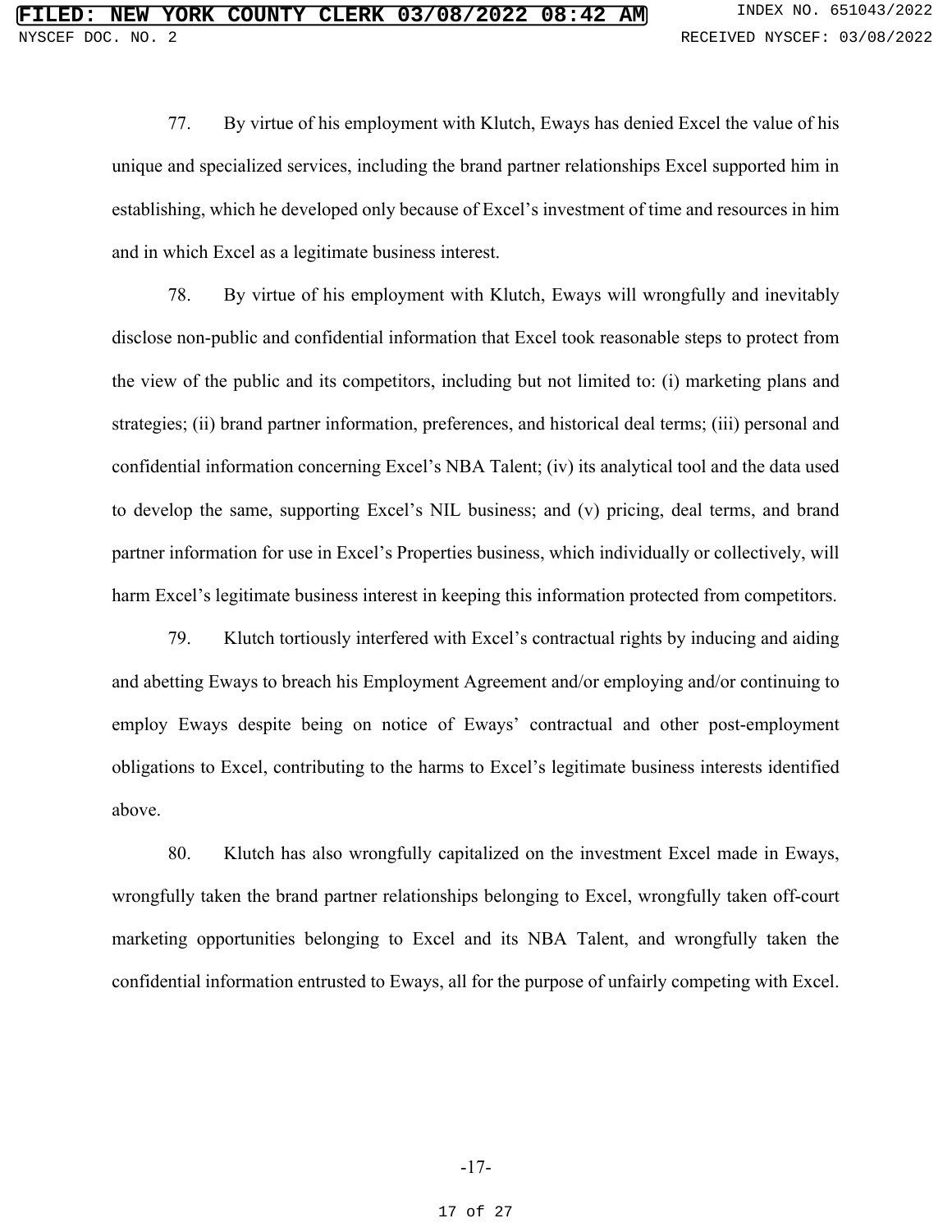77. By virtue of his employment with Klutch, Eways has denied Excel the value of his unique and specialized services, including the brand partner relationships Excel supported him in establishing, which he developed only because of Excel's investment of time and resources in him and in which Excel as a legitimate business interest.

78. By virtue of his employment with Klutch, Eways will wrongfully and inevitably disclose non-public and confidential information that Excel took reasonable steps to protect from the view of the public and its competitors, including but not limited to: (i) marketing plans and strategies; (ii) brand partner information, preferences, and historical deal terms; (iii) personal and confidential information concerning Excel's NBA Talent; (iv) its analytical tool and the data used to develop the same, supporting Excel's NIL business; and (v) pricing, deal terms, and brand partner information for use in Excel's Properties business, which individually or collectively, will harm Excel's legitimate business interest in keeping this information protected from competitors.

79. Klutch tortiously interfered with Excel's contractual rights by inducing and aiding and abetting Eways to breach his Employment Agreement and/or employing and/or continuing to employ Eways despite being on notice of Eways' contractual and other post-employment obligations to Excel, contributing to the harms to Excel's legitimate business interests identified above.

80. Klutch has also wrongfully capitalized on the investment Excel made in Eways, wrongfully taken the brand partner relationships belonging to Excel, wrongfully taken off-court marketing opportunities belonging to Excel and its NBA Talent, and wrongfully taken the confidential information entrusted to Eways, all for the purpose of unfairly competing with Excel.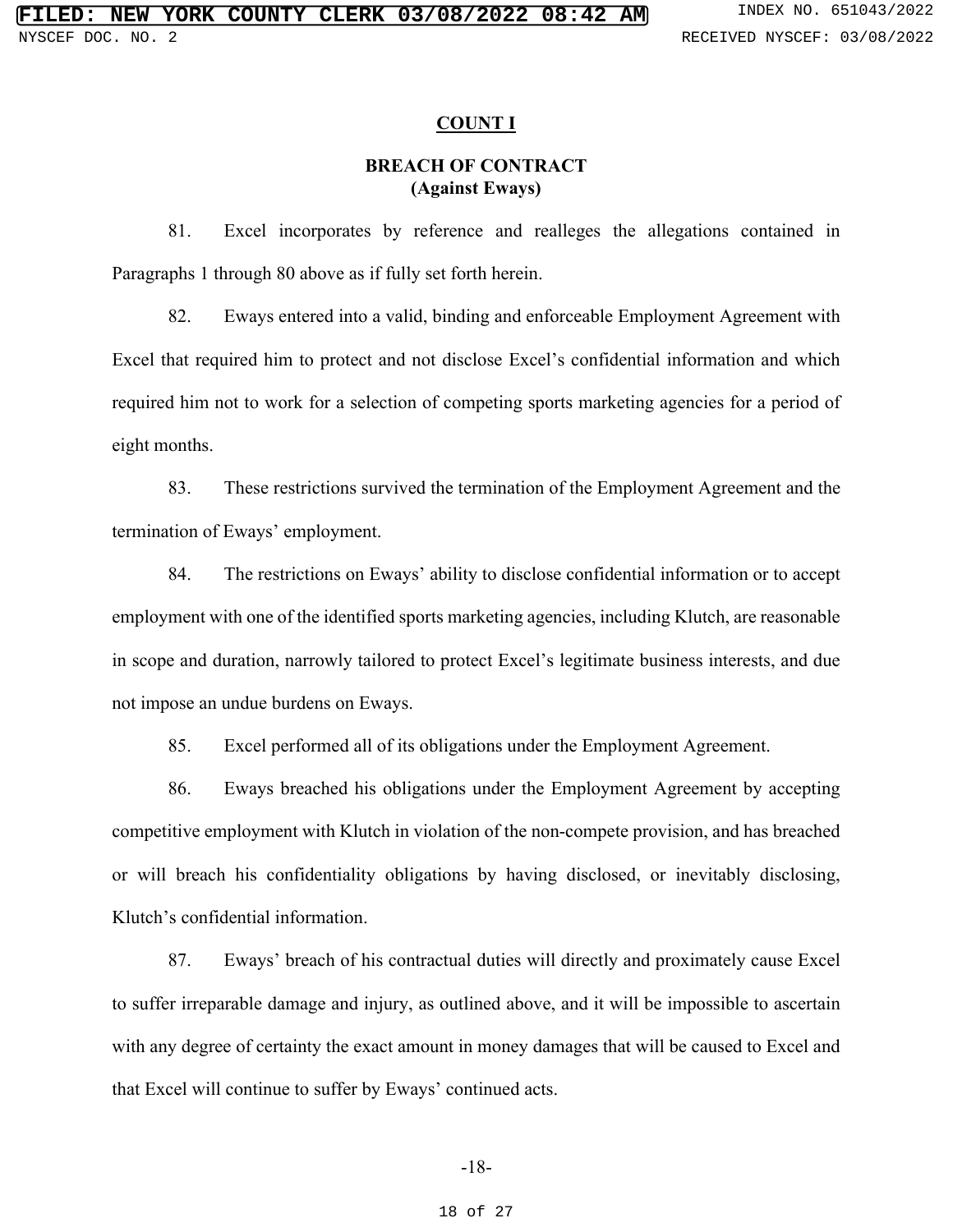## COUNT I

### BREACH OF CONTRACT
### (Against Eways)

81. Excel incorporates by reference and realleges the allegations contained in Paragraphs 1 through 80 above as if fully set forth herein.

82. Eways entered into a valid, binding and enforceable Employment Agreement with Excel that required him to protect and not disclose Excel's confidential information and which required him not to work for a selection of competing sports marketing agencies for a period of eight months.

83. These restrictions survived the termination of the Employment Agreement and the termination of Eways' employment.

84. The restrictions on Eways' ability to disclose confidential information or to accept employment with one of the identified sports marketing agencies, including Klutch, are reasonable in scope and duration, narrowly tailored to protect Excel's legitimate business interests, and due not impose an undue burdens on Eways.

85. Excel performed all of its obligations under the Employment Agreement.

86. Eways breached his obligations under the Employment Agreement by accepting competitive employment with Klutch in violation of the non-compete provision, and has breached or will breach his confidentiality obligations by having disclosed, or inevitably disclosing, Klutch's confidential information.

87. Eways' breach of his contractual duties will directly and proximately cause Excel to suffer irreparable damage and injury, as outlined above, and it will be impossible to ascertain with any degree of certainty the exact amount in money damages that will be caused to Excel and that Excel will continue to suffer by Eways' continued acts.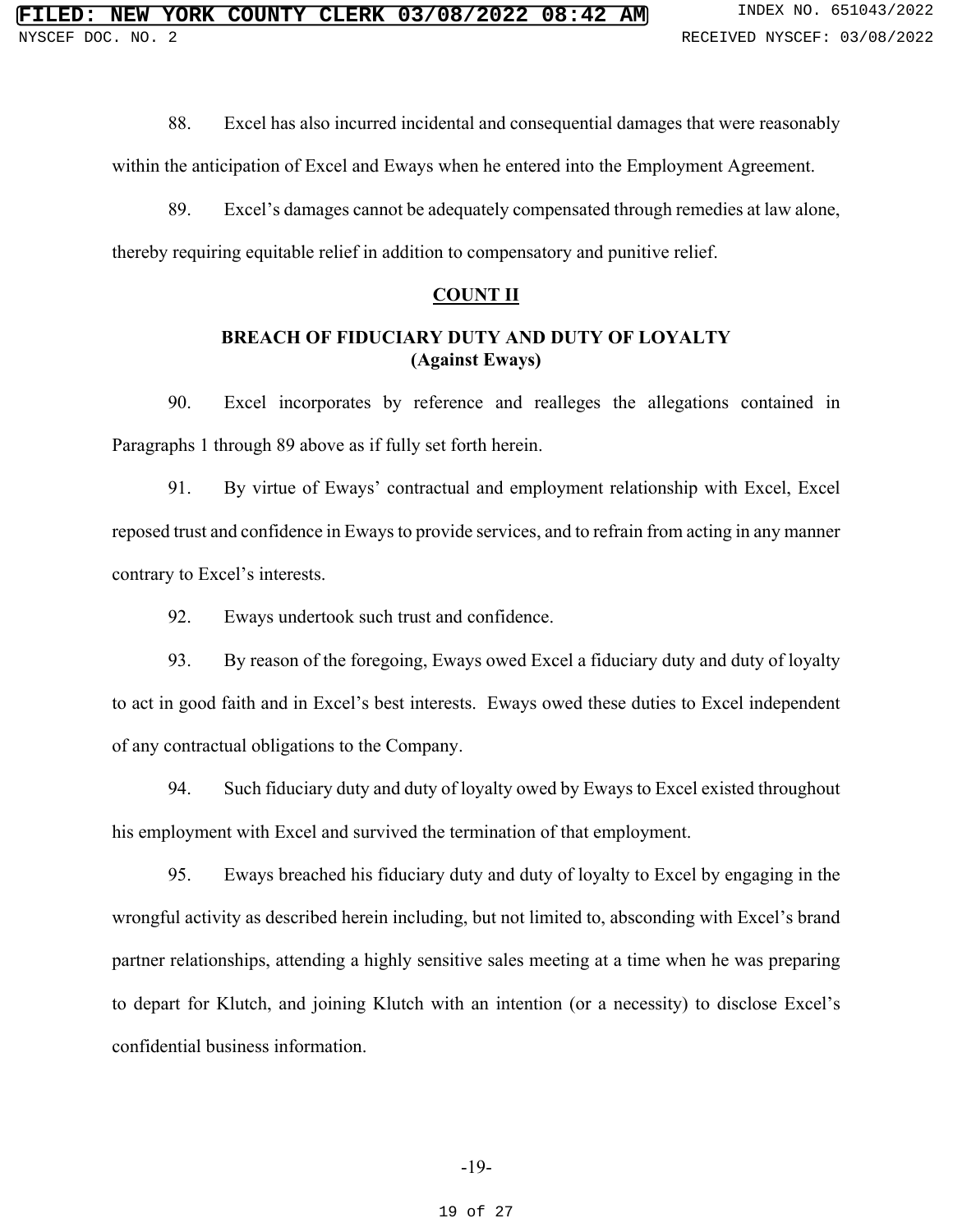88. Excel has also incurred incidental and consequential damages that were reasonably within the anticipation of Excel and Eways when he entered into the Employment Agreement.

89. Excel's damages cannot be adequately compensated through remedies at law alone, thereby requiring equitable relief in addition to compensatory and punitive relief.

## COUNT II

### BREACH OF FIDUCIARY DUTY AND DUTY OF LOYALTY (Against Eways)

90. Excel incorporates by reference and realleges the allegations contained in Paragraphs 1 through 89 above as if fully set forth herein.

91. By virtue of Eways' contractual and employment relationship with Excel, Excel reposed trust and confidence in Eways to provide services, and to refrain from acting in any manner contrary to Excel's interests.

92. Eways undertook such trust and confidence.

93. By reason of the foregoing, Eways owed Excel a fiduciary duty and duty of loyalty to act in good faith and in Excel's best interests. Eways owed these duties to Excel independent of any contractual obligations to the Company.

94. Such fiduciary duty and duty of loyalty owed by Eways to Excel existed throughout his employment with Excel and survived the termination of that employment.

95. Eways breached his fiduciary duty and duty of loyalty to Excel by engaging in the wrongful activity as described herein including, but not limited to, absconding with Excel's brand partner relationships, attending a highly sensitive sales meeting at a time when he was preparing to depart for Klutch, and joining Klutch with an intention (or a necessity) to disclose Excel's confidential business information.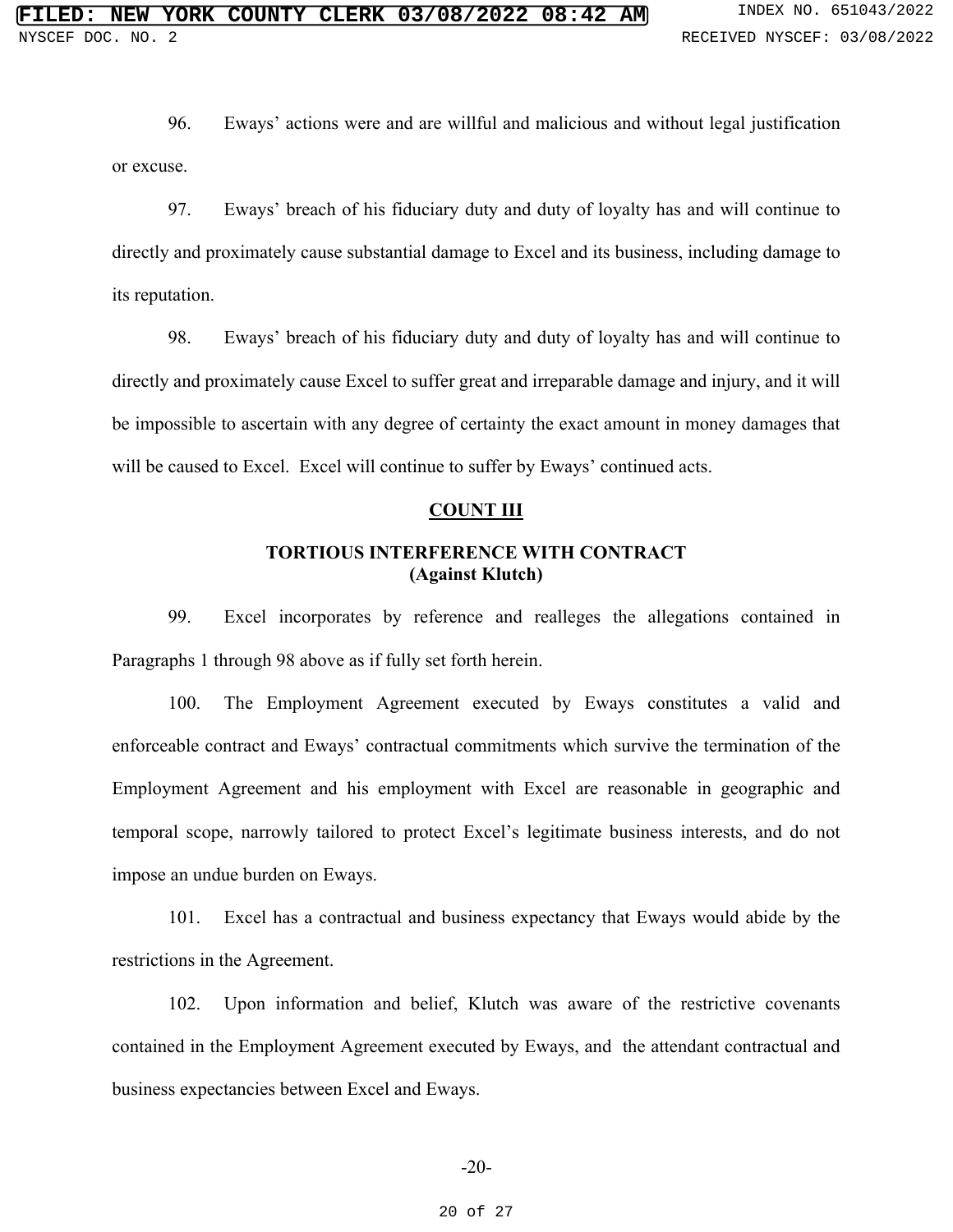96. Eways' actions were and are willful and malicious and without legal justification or excuse.

97. Eways' breach of his fiduciary duty and duty of loyalty has and will continue to directly and proximately cause substantial damage to Excel and its business, including damage to its reputation.

98. Eways' breach of his fiduciary duty and duty of loyalty has and will continue to directly and proximately cause Excel to suffer great and irreparable damage and injury, and it will be impossible to ascertain with any degree of certainty the exact amount in money damages that will be caused to Excel. Excel will continue to suffer by Eways' continued acts.

**COUNT III**

**TORTIOUS INTERFERENCE WITH CONTRACT**
**(Against Klutch)**

99. Excel incorporates by reference and realleges the allegations contained in Paragraphs 1 through 98 above as if fully set forth herein.

100. The Employment Agreement executed by Eways constitutes a valid and enforceable contract and Eways' contractual commitments which survive the termination of the Employment Agreement and his employment with Excel are reasonable in geographic and temporal scope, narrowly tailored to protect Excel's legitimate business interests, and do not impose an undue burden on Eways.

101. Excel has a contractual and business expectancy that Eways would abide by the restrictions in the Agreement.

102. Upon information and belief, Klutch was aware of the restrictive covenants contained in the Employment Agreement executed by Eways, and the attendant contractual and business expectancies between Excel and Eways.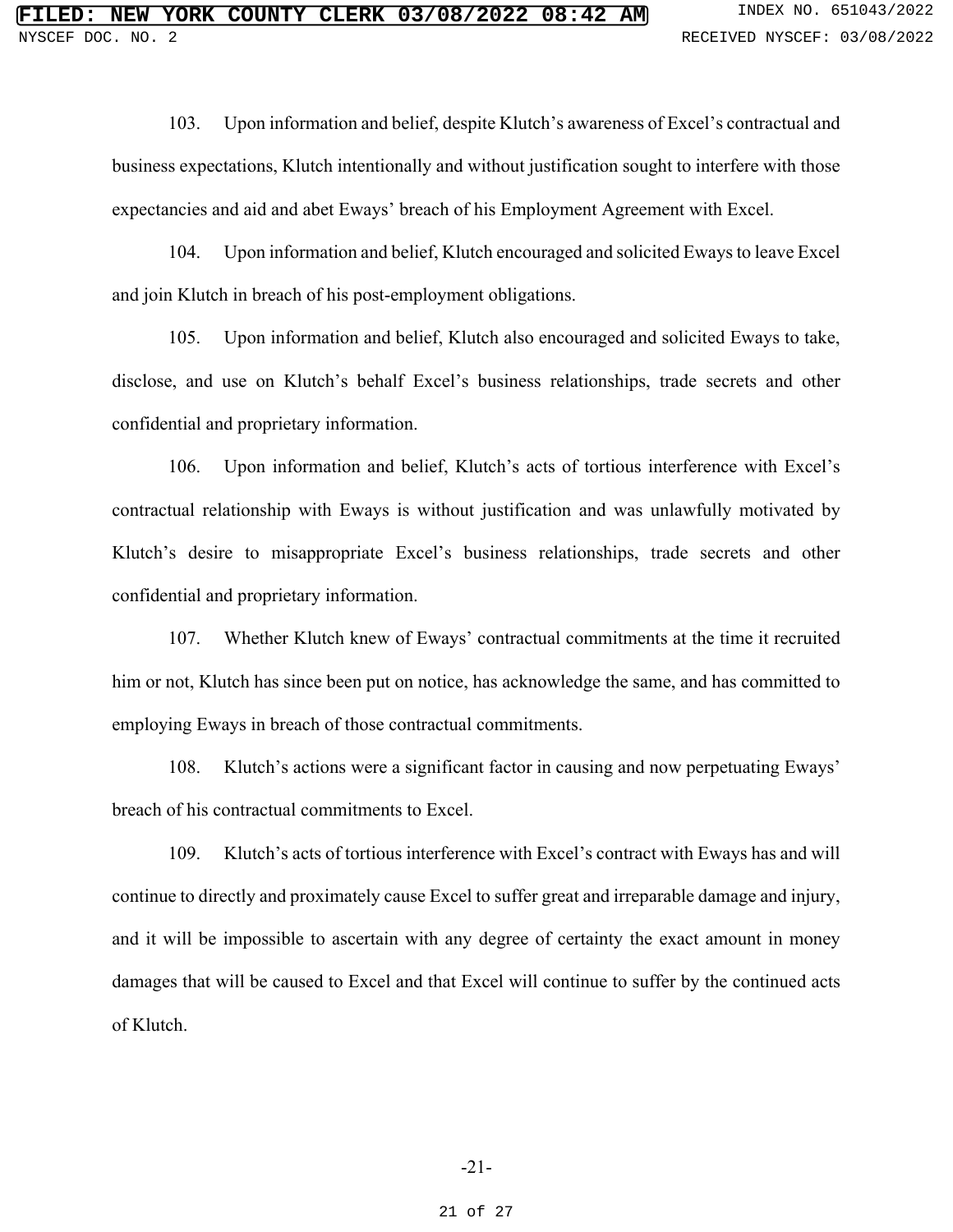103. Upon information and belief, despite Klutch's awareness of Excel's contractual and business expectations, Klutch intentionally and without justification sought to interfere with those expectancies and aid and abet Eways' breach of his Employment Agreement with Excel.

104. Upon information and belief, Klutch encouraged and solicited Eways to leave Excel and join Klutch in breach of his post-employment obligations.

105. Upon information and belief, Klutch also encouraged and solicited Eways to take, disclose, and use on Klutch's behalf Excel's business relationships, trade secrets and other confidential and proprietary information.

106. Upon information and belief, Klutch's acts of tortious interference with Excel's contractual relationship with Eways is without justification and was unlawfully motivated by Klutch's desire to misappropriate Excel's business relationships, trade secrets and other confidential and proprietary information.

107. Whether Klutch knew of Eways' contractual commitments at the time it recruited him or not, Klutch has since been put on notice, has acknowledge the same, and has committed to employing Eways in breach of those contractual commitments.

108. Klutch's actions were a significant factor in causing and now perpetuating Eways' breach of his contractual commitments to Excel.

109. Klutch's acts of tortious interference with Excel's contract with Eways has and will continue to directly and proximately cause Excel to suffer great and irreparable damage and injury, and it will be impossible to ascertain with any degree of certainty the exact amount in money damages that will be caused to Excel and that Excel will continue to suffer by the continued acts of Klutch.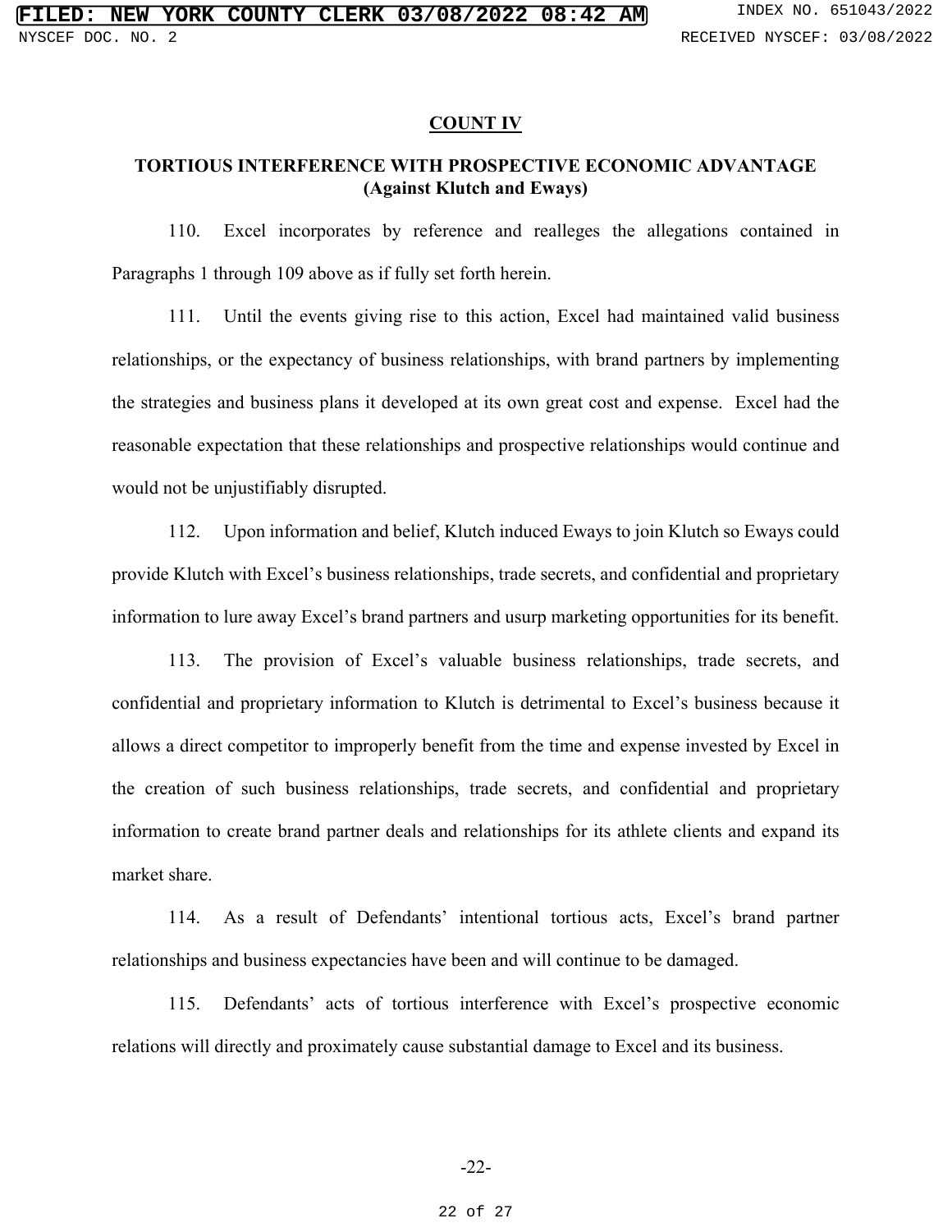## COUNT IV

### TORTIOUS INTERFERENCE WITH PROSPECTIVE ECONOMIC ADVANTAGE (Against Klutch and Eways)

110. Excel incorporates by reference and realleges the allegations contained in Paragraphs 1 through 109 above as if fully set forth herein.

111. Until the events giving rise to this action, Excel had maintained valid business relationships, or the expectancy of business relationships, with brand partners by implementing the strategies and business plans it developed at its own great cost and expense. Excel had the reasonable expectation that these relationships and prospective relationships would continue and would not be unjustifiably disrupted.

112. Upon information and belief, Klutch induced Eways to join Klutch so Eways could provide Klutch with Excel's business relationships, trade secrets, and confidential and proprietary information to lure away Excel's brand partners and usurp marketing opportunities for its benefit.

113. The provision of Excel's valuable business relationships, trade secrets, and confidential and proprietary information to Klutch is detrimental to Excel's business because it allows a direct competitor to improperly benefit from the time and expense invested by Excel in the creation of such business relationships, trade secrets, and confidential and proprietary information to create brand partner deals and relationships for its athlete clients and expand its market share.

114. As a result of Defendants' intentional tortious acts, Excel's brand partner relationships and business expectancies have been and will continue to be damaged.

115. Defendants' acts of tortious interference with Excel's prospective economic relations will directly and proximately cause substantial damage to Excel and its business.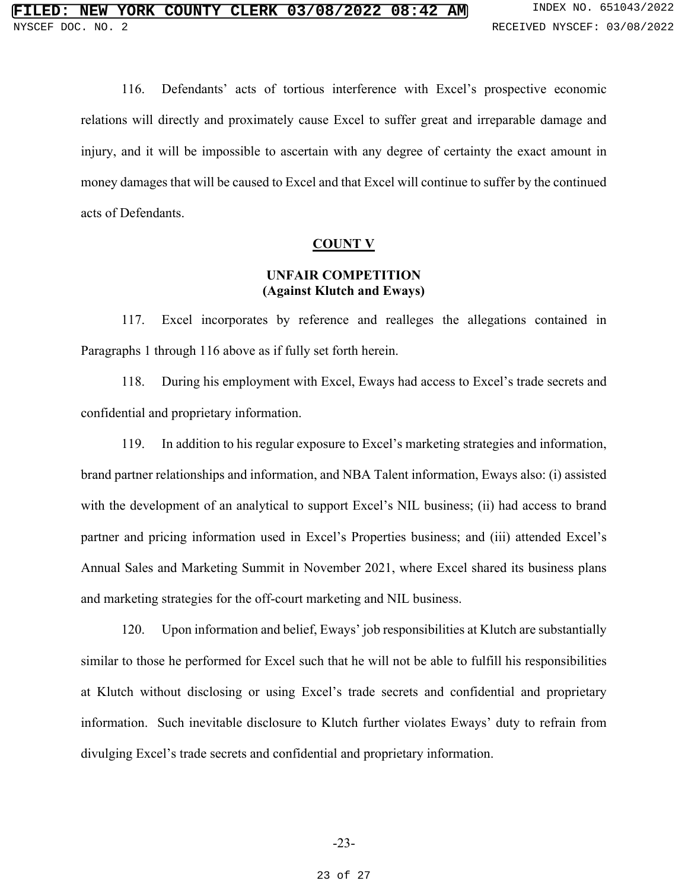116. Defendants' acts of tortious interference with Excel's prospective economic relations will directly and proximately cause Excel to suffer great and irreparable damage and injury, and it will be impossible to ascertain with any degree of certainty the exact amount in money damages that will be caused to Excel and that Excel will continue to suffer by the continued acts of Defendants.

## **COUNT V**

### **UNFAIR COMPETITION**
### **(Against Klutch and Eways)**

117. Excel incorporates by reference and realleges the allegations contained in Paragraphs 1 through 116 above as if fully set forth herein.

118. During his employment with Excel, Eways had access to Excel's trade secrets and confidential and proprietary information.

119. In addition to his regular exposure to Excel's marketing strategies and information, brand partner relationships and information, and NBA Talent information, Eways also: (i) assisted with the development of an analytical to support Excel's NIL business; (ii) had access to brand partner and pricing information used in Excel's Properties business; and (iii) attended Excel's Annual Sales and Marketing Summit in November 2021, where Excel shared its business plans and marketing strategies for the off-court marketing and NIL business.

120. Upon information and belief, Eways' job responsibilities at Klutch are substantially similar to those he performed for Excel such that he will not be able to fulfill his responsibilities at Klutch without disclosing or using Excel's trade secrets and confidential and proprietary information. Such inevitable disclosure to Klutch further violates Eways' duty to refrain from divulging Excel's trade secrets and confidential and proprietary information.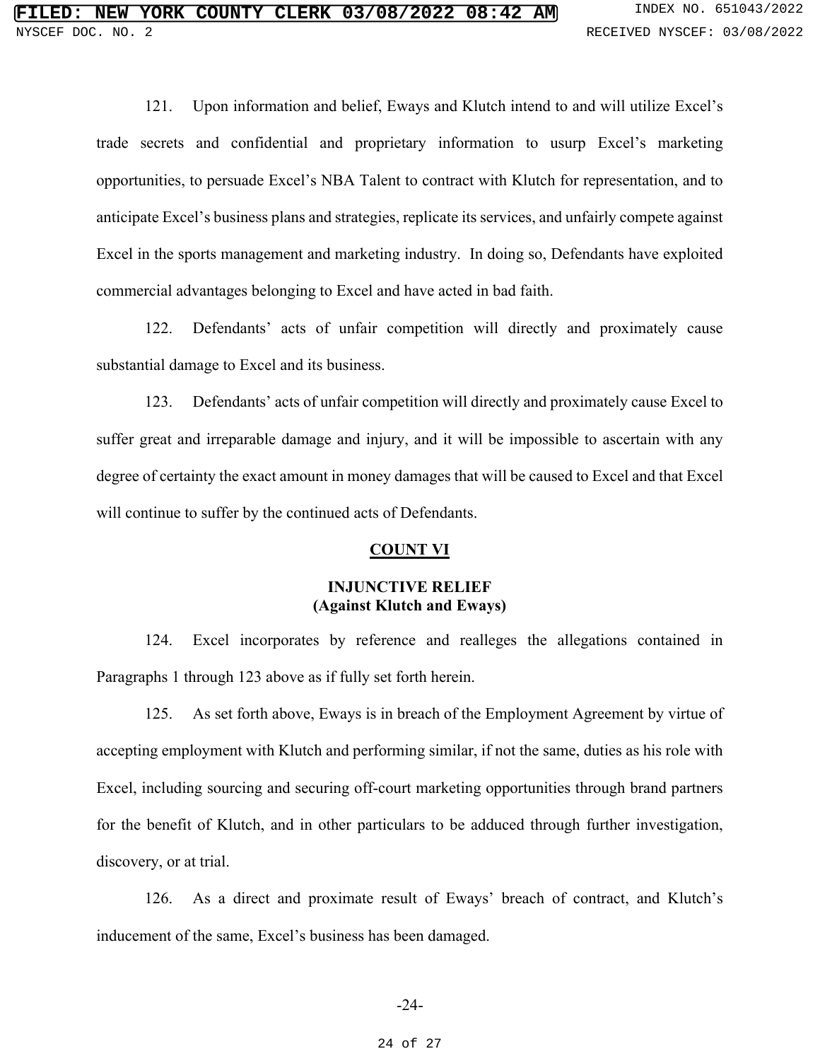121. Upon information and belief, Eways and Klutch intend to and will utilize Excel's trade secrets and confidential and proprietary information to usurp Excel's marketing opportunities, to persuade Excel's NBA Talent to contract with Klutch for representation, and to anticipate Excel's business plans and strategies, replicate its services, and unfairly compete against Excel in the sports management and marketing industry. In doing so, Defendants have exploited commercial advantages belonging to Excel and have acted in bad faith.

122. Defendants' acts of unfair competition will directly and proximately cause substantial damage to Excel and its business.

123. Defendants' acts of unfair competition will directly and proximately cause Excel to suffer great and irreparable damage and injury, and it will be impossible to ascertain with any degree of certainty the exact amount in money damages that will be caused to Excel and that Excel will continue to suffer by the continued acts of Defendants.

## COUNT VI

### INJUNCTIVE RELIEF
### (Against Klutch and Eways)

124. Excel incorporates by reference and realleges the allegations contained in Paragraphs 1 through 123 above as if fully set forth herein.

125. As set forth above, Eways is in breach of the Employment Agreement by virtue of accepting employment with Klutch and performing similar, if not the same, duties as his role with Excel, including sourcing and securing off-court marketing opportunities through brand partners for the benefit of Klutch, and in other particulars to be adduced through further investigation, discovery, or at trial.

126. As a direct and proximate result of Eways' breach of contract, and Klutch's inducement of the same, Excel's business has been damaged.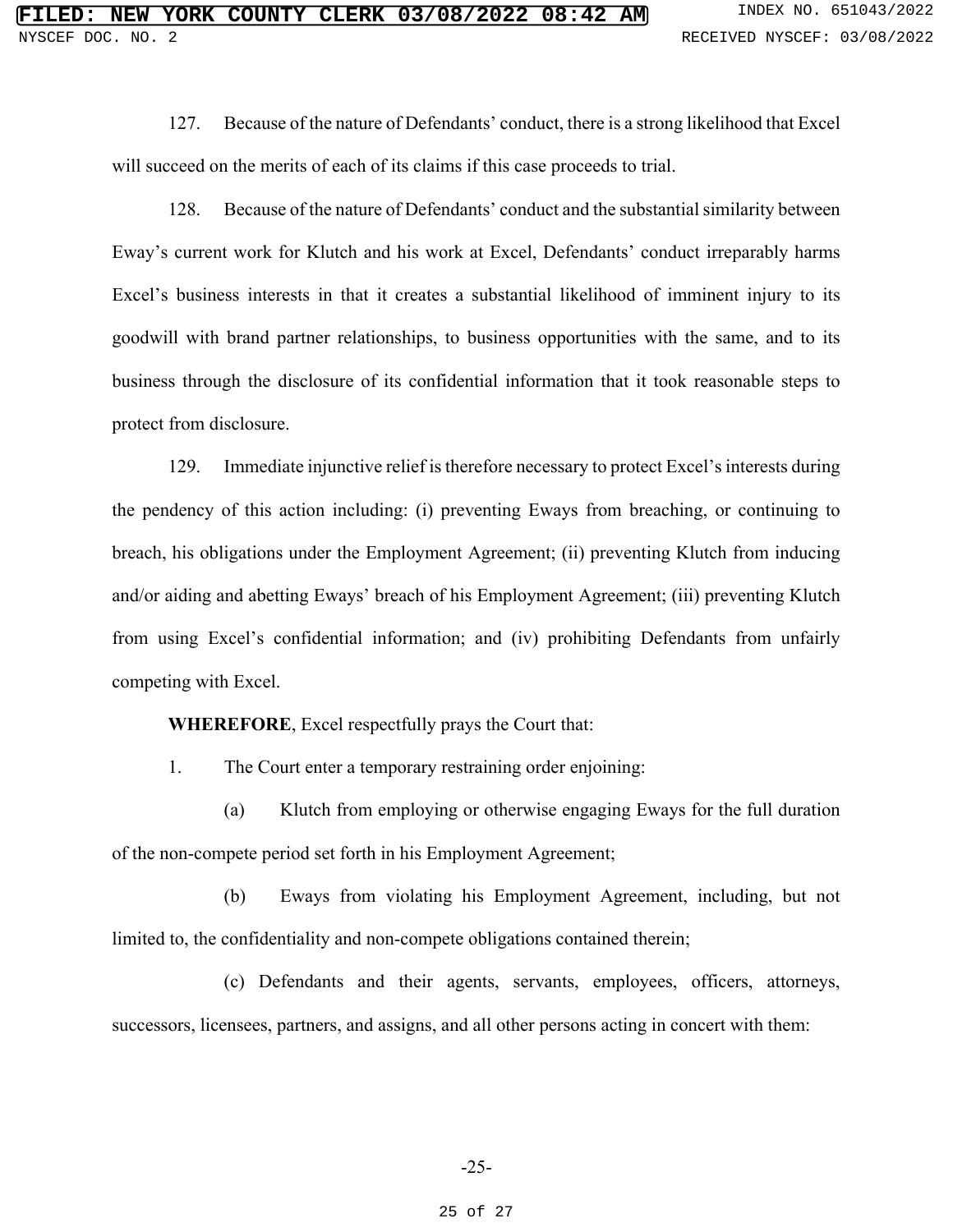127. Because of the nature of Defendants' conduct, there is a strong likelihood that Excel will succeed on the merits of each of its claims if this case proceeds to trial.

128. Because of the nature of Defendants' conduct and the substantial similarity between Eway's current work for Klutch and his work at Excel, Defendants' conduct irreparably harms Excel's business interests in that it creates a substantial likelihood of imminent injury to its goodwill with brand partner relationships, to business opportunities with the same, and to its business through the disclosure of its confidential information that it took reasonable steps to protect from disclosure.

129. Immediate injunctive relief is therefore necessary to protect Excel's interests during the pendency of this action including: (i) preventing Eways from breaching, or continuing to breach, his obligations under the Employment Agreement; (ii) preventing Klutch from inducing and/or aiding and abetting Eways' breach of his Employment Agreement; (iii) preventing Klutch from using Excel's confidential information; and (iv) prohibiting Defendants from unfairly competing with Excel.

**WHEREFORE**, Excel respectfully prays the Court that:

1. The Court enter a temporary restraining order enjoining:

   (a) Klutch from employing or otherwise engaging Eways for the full duration of the non-compete period set forth in his Employment Agreement;

   (b) Eways from violating his Employment Agreement, including, but not limited to, the confidentiality and non-compete obligations contained therein;

   (c) Defendants and their agents, servants, employees, officers, attorneys, successors, licensees, partners, and assigns, and all other persons acting in concert with them: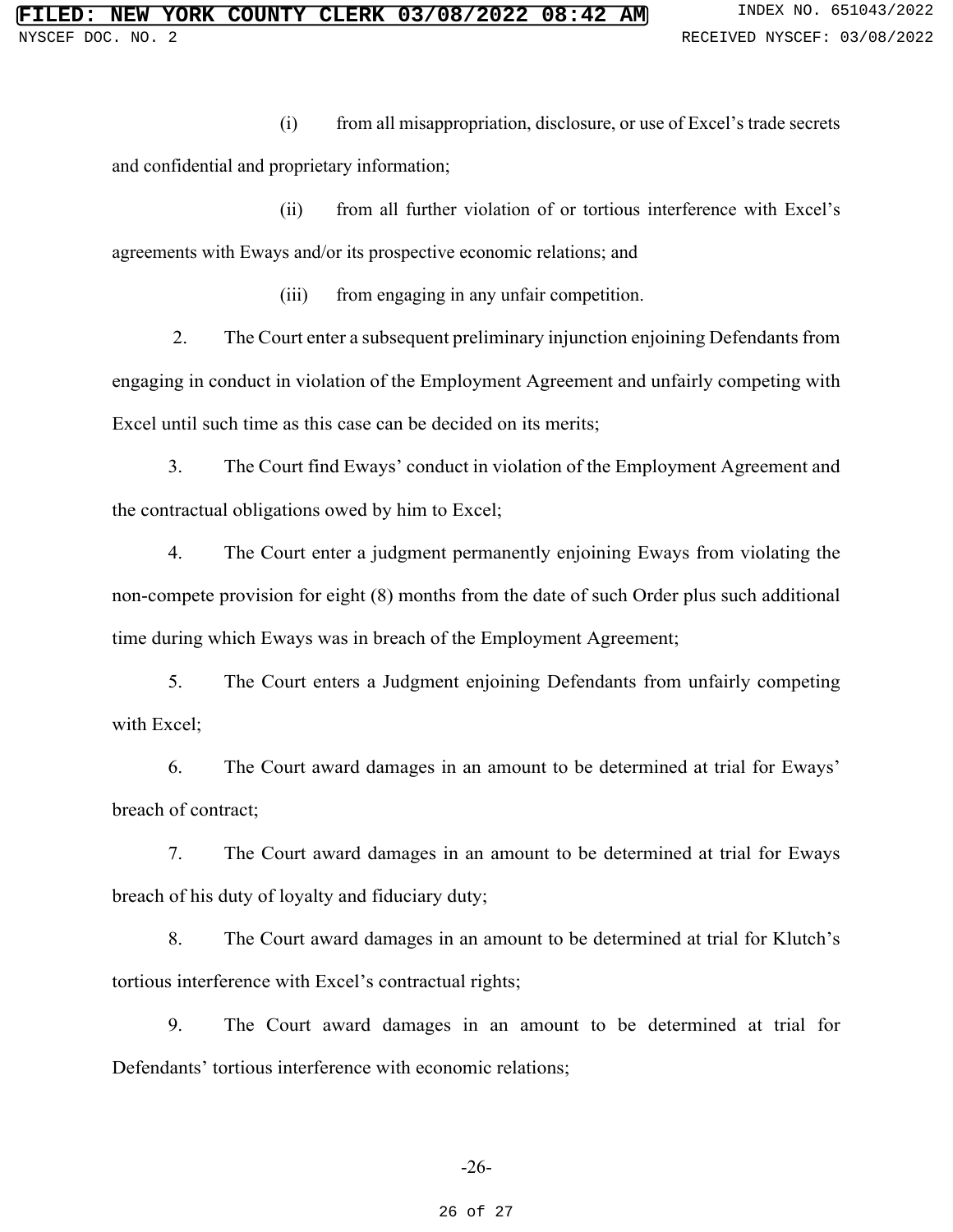(i) from all misappropriation, disclosure, or use of Excel's trade secrets and confidential and proprietary information;

(ii) from all further violation of or tortious interference with Excel's agreements with Eways and/or its prospective economic relations; and

(iii) from engaging in any unfair competition.

2. The Court enter a subsequent preliminary injunction enjoining Defendants from engaging in conduct in violation of the Employment Agreement and unfairly competing with Excel until such time as this case can be decided on its merits;

3. The Court find Eways' conduct in violation of the Employment Agreement and the contractual obligations owed by him to Excel;

4. The Court enter a judgment permanently enjoining Eways from violating the non-compete provision for eight (8) months from the date of such Order plus such additional time during which Eways was in breach of the Employment Agreement;

5. The Court enters a Judgment enjoining Defendants from unfairly competing with Excel;

6. The Court award damages in an amount to be determined at trial for Eways' breach of contract;

7. The Court award damages in an amount to be determined at trial for Eways breach of his duty of loyalty and fiduciary duty;

8. The Court award damages in an amount to be determined at trial for Klutch's tortious interference with Excel's contractual rights;

9. The Court award damages in an amount to be determined at trial for Defendants' tortious interference with economic relations;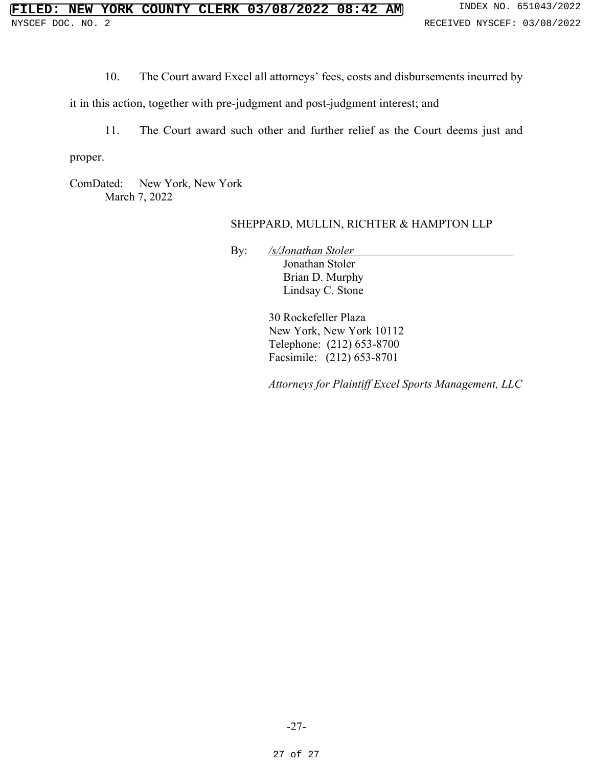10. The Court award Excel all attorneys' fees, costs and disbursements incurred by it in this action, together with pre-judgment and post-judgment interest; and

11. The Court award such other and further relief as the Court deems just and proper.

ComDated: New York, New York
March 7, 2022

SHEPPARD, MULLIN, RICHTER & HAMPTON LLP

By: */s/Jonathan Stoler*
Jonathan Stoler
Brian D. Murphy
Lindsay C. Stone

30 Rockefeller Plaza
New York, New York 10112
Telephone: (212) 653-8700
Facsimile: (212) 653-8701

*Attorneys for Plaintiff Excel Sports Management, LLC*